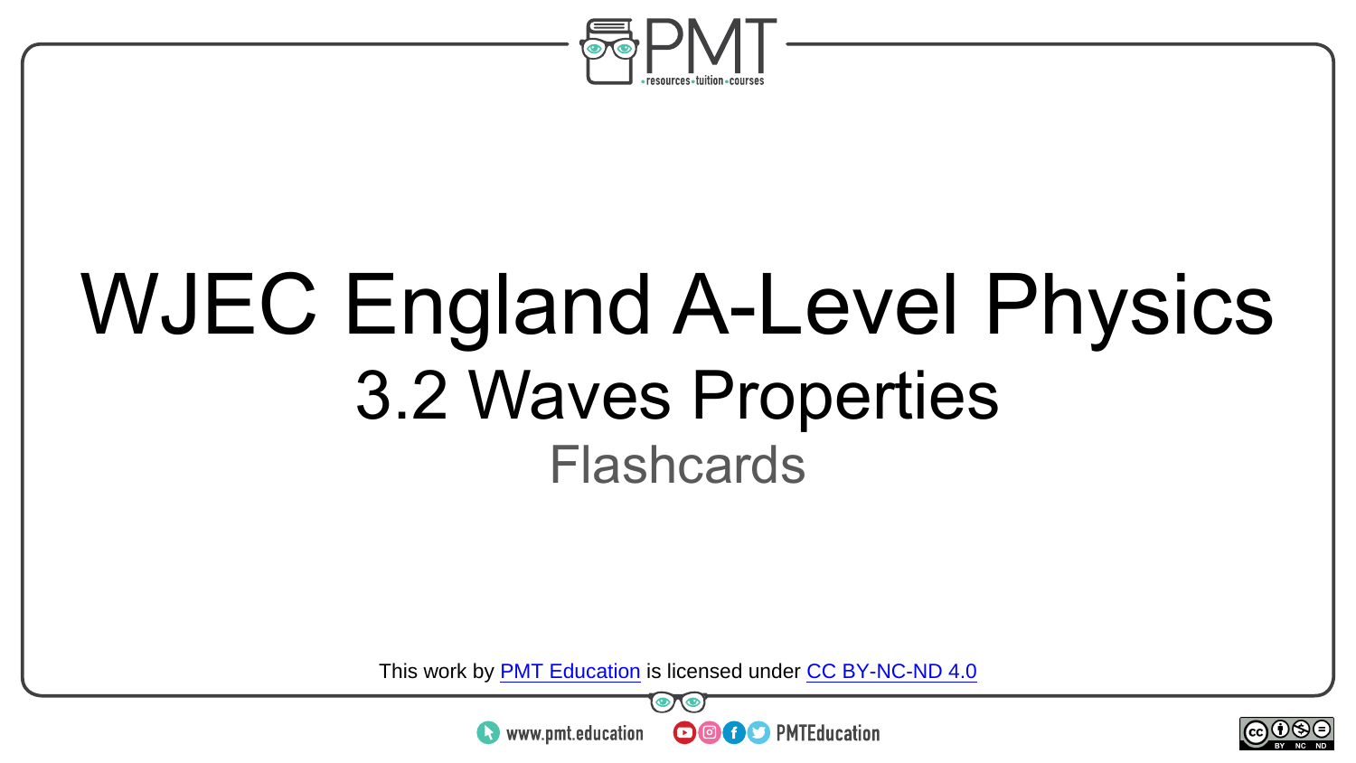# WJEC England A-Level Physics

## 3.2 Waves Properties

Flashcards

This work by [PMT Education](https://www.pmt.education) is licensed under [CC BY-NC-ND 4.0](https://creativecommons.org/licenses/by-nc-nd/4.0/)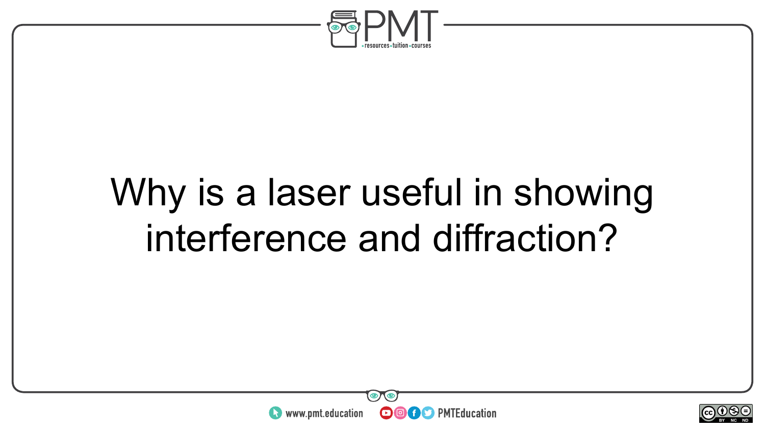Why is a laser useful in showing interference and diffraction?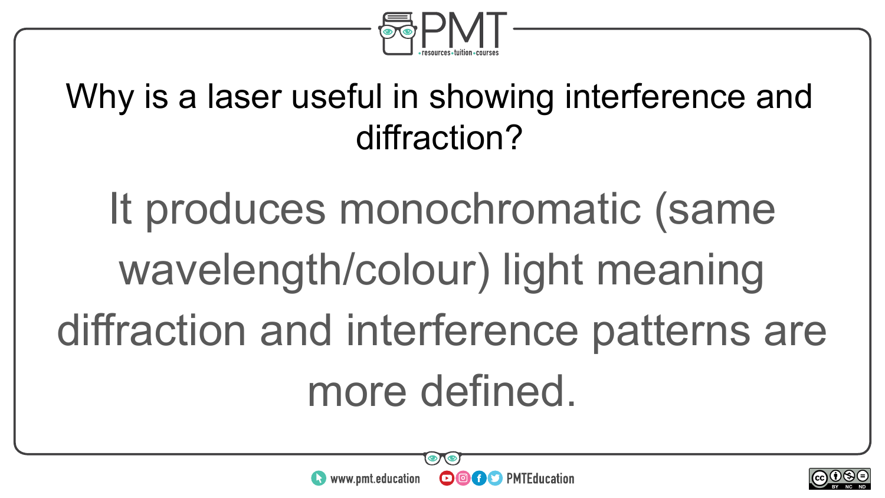Why is a laser useful in showing interference and diffraction?

It produces monochromatic (same wavelength/colour) light meaning diffraction and interference patterns are more defined.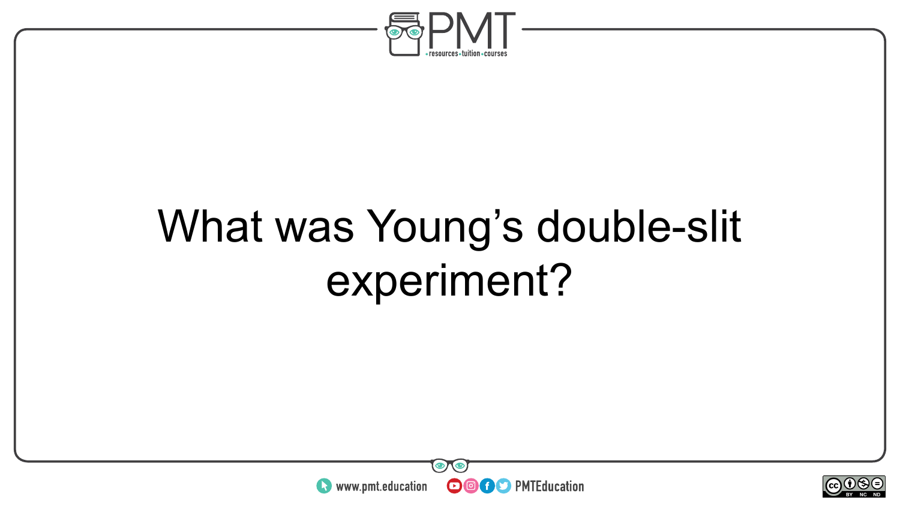What was Young's double-slit experiment?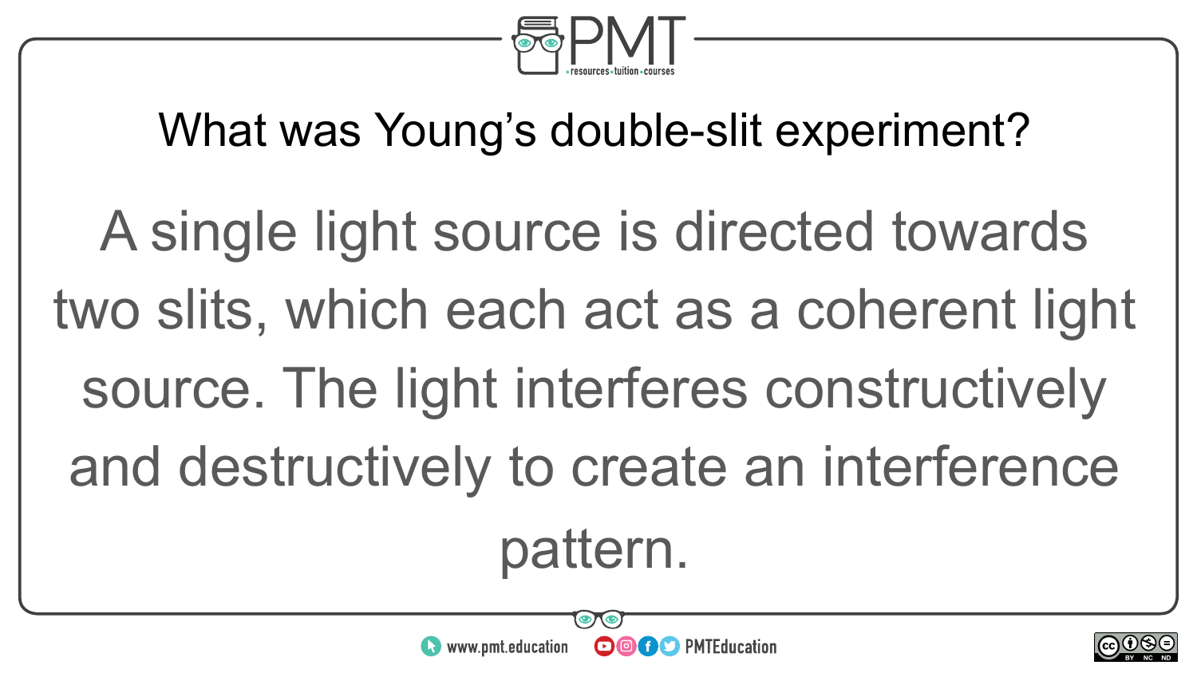## What was Young's double-slit experiment?

A single light source is directed towards two slits, which each act as a coherent light source. The light interferes constructively and destructively to create an interference pattern.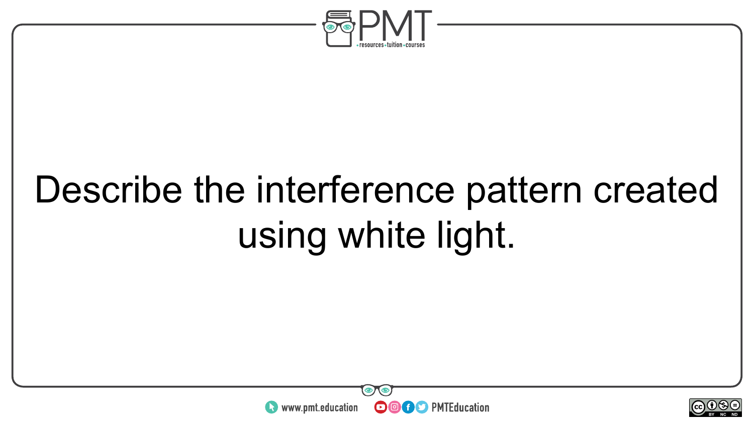Describe the interference pattern created using white light.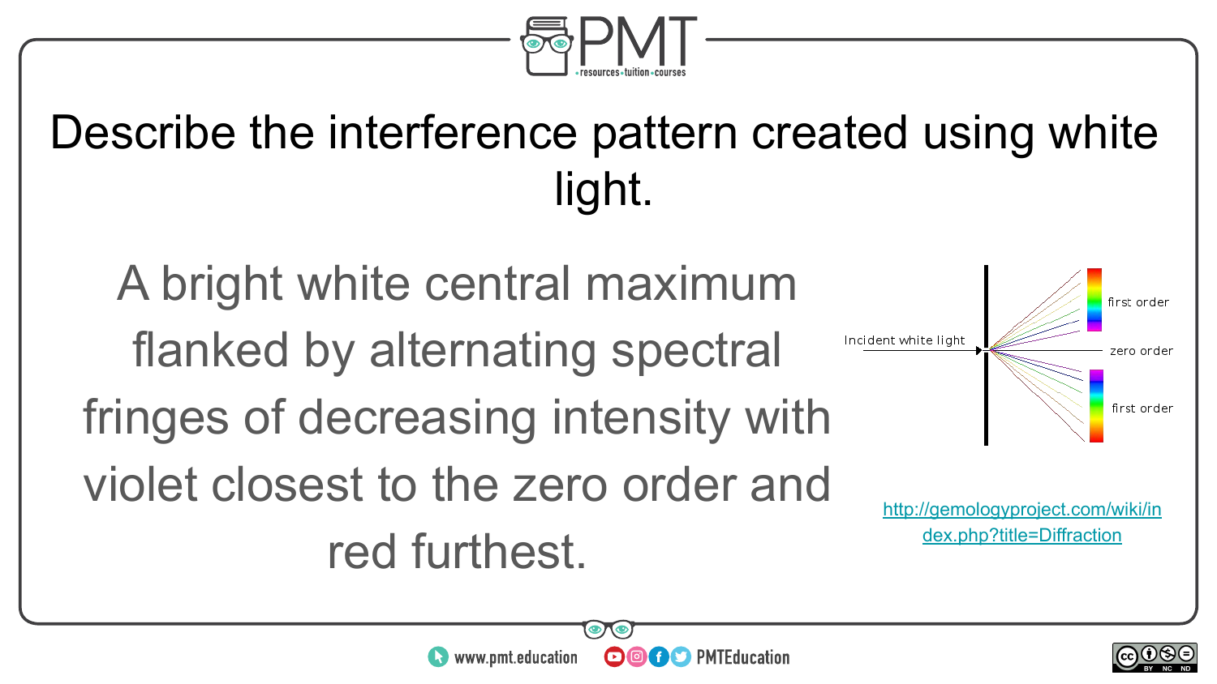# Describe the interference pattern created using white light.

A bright white central maximum flanked by alternating spectral fringes of decreasing intensity with violet closest to the zero order and red furthest.

Incident white light

first order

zero order

first order

http://gemologyproject.com/wiki/index.php?title=Diffraction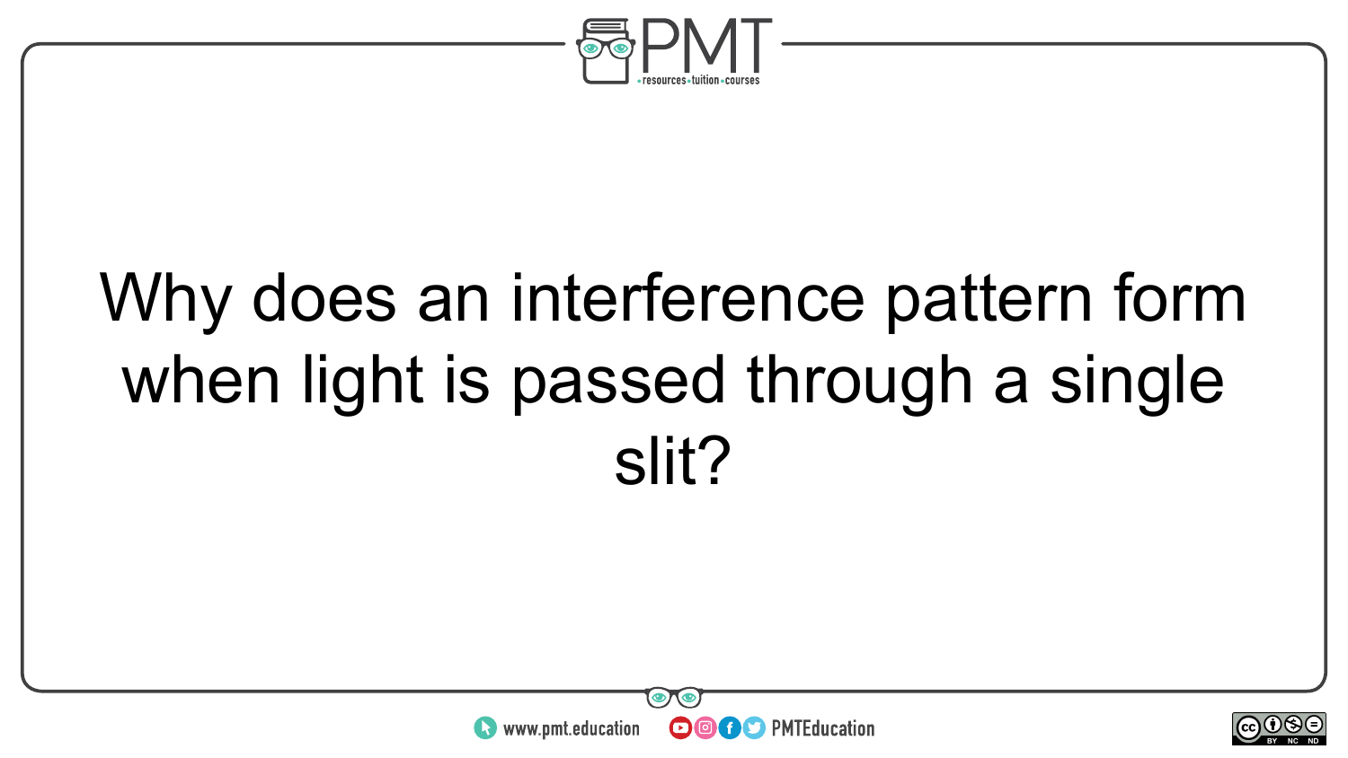Why does an interference pattern form when light is passed through a single slit?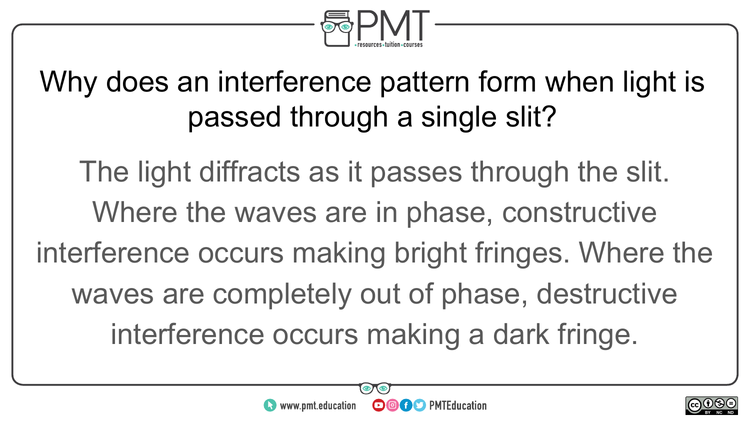Why does an interference pattern form when light is passed through a single slit?

The light diffracts as it passes through the slit. Where the waves are in phase, constructive interference occurs making bright fringes. Where the waves are completely out of phase, destructive interference occurs making a dark fringe.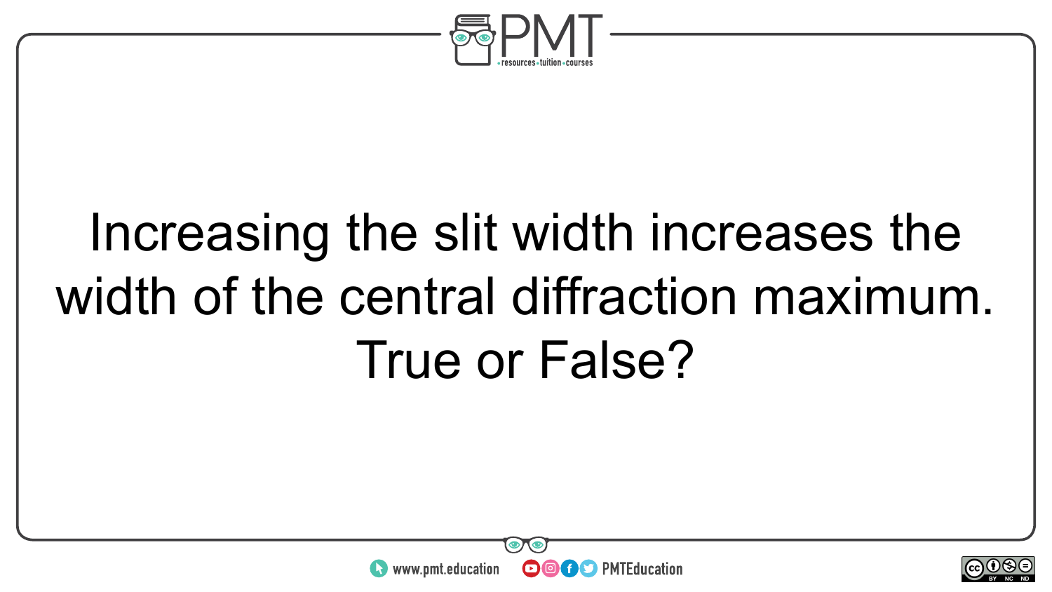Increasing the slit width increases the width of the central diffraction maximum. True or False?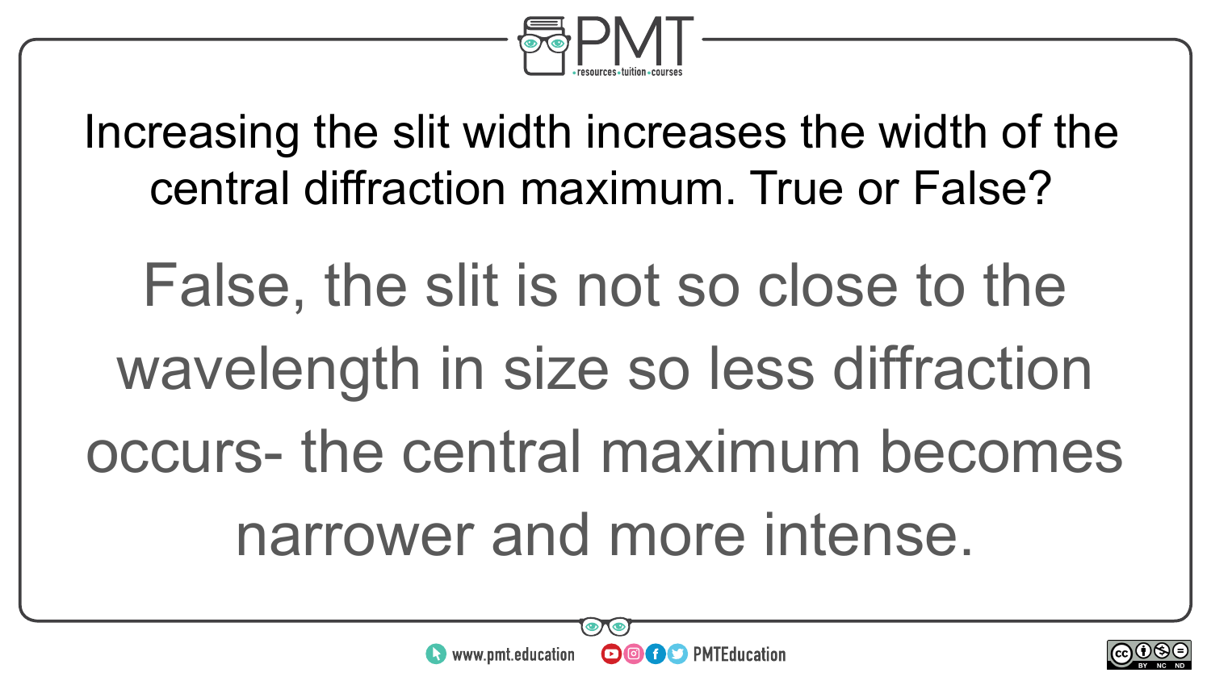Increasing the slit width increases the width of the central diffraction maximum. True or False?

False, the slit is not so close to the wavelength in size so less diffraction occurs- the central maximum becomes narrower and more intense.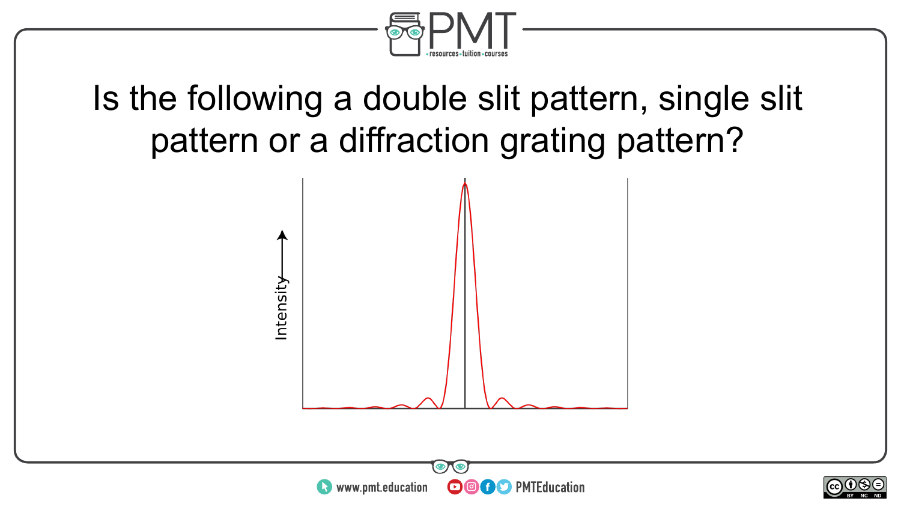Is the following a double slit pattern, single slit pattern or a diffraction grating pattern?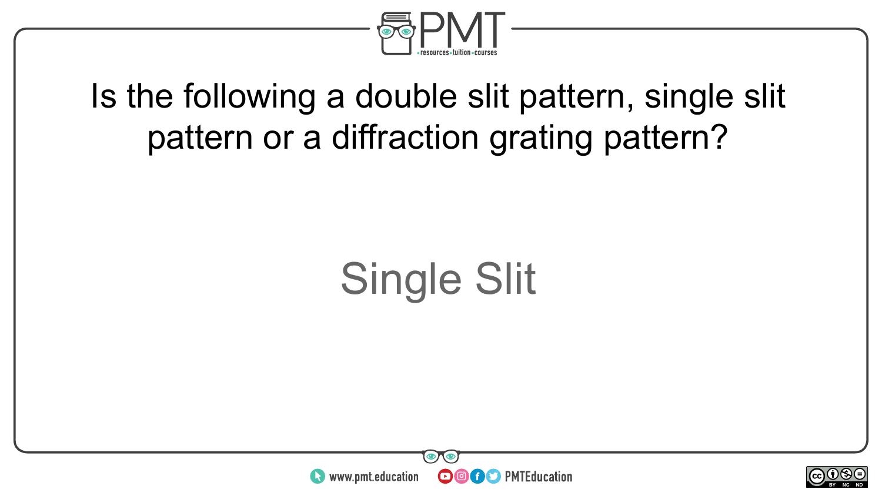Is the following a double slit pattern, single slit pattern or a diffraction grating pattern?

Single Slit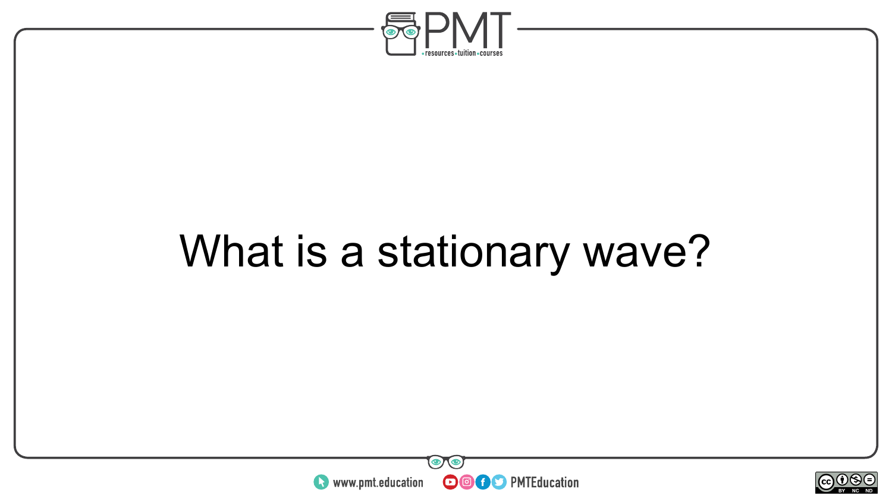What is a stationary wave?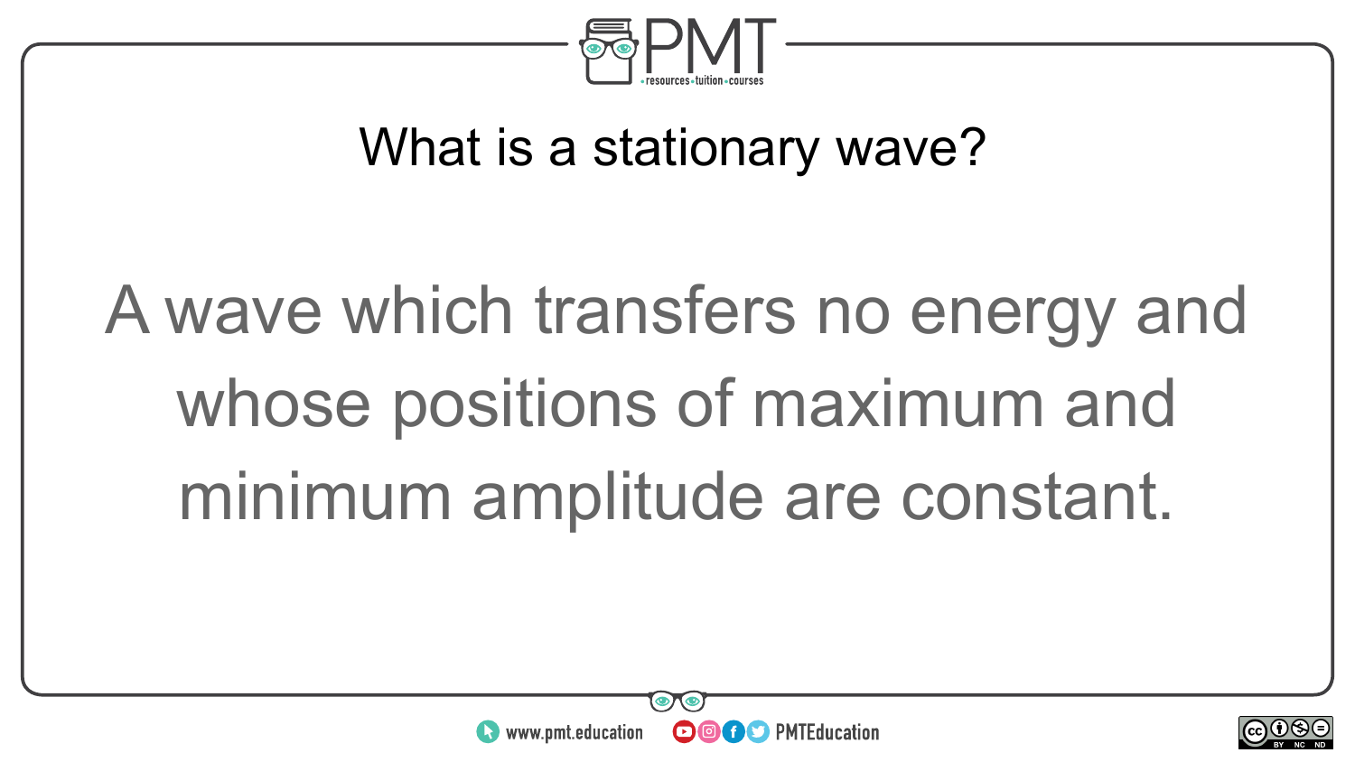What is a stationary wave?

A wave which transfers no energy and whose positions of maximum and minimum amplitude are constant.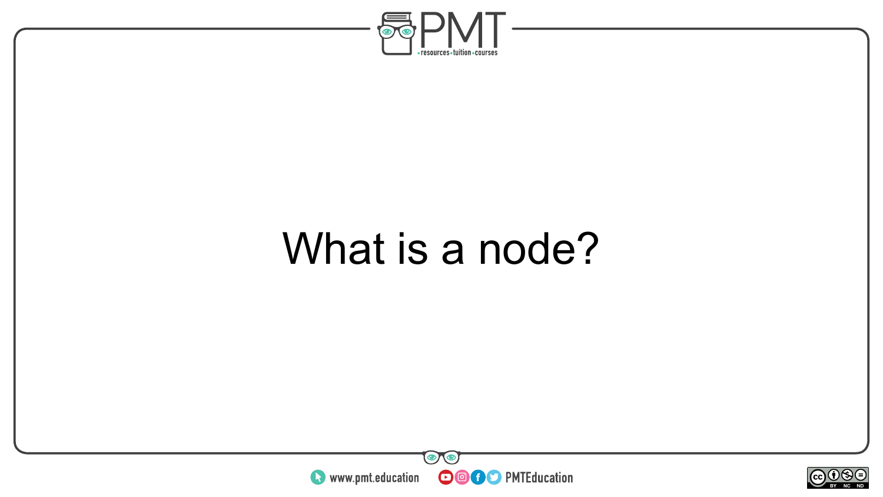What is a node?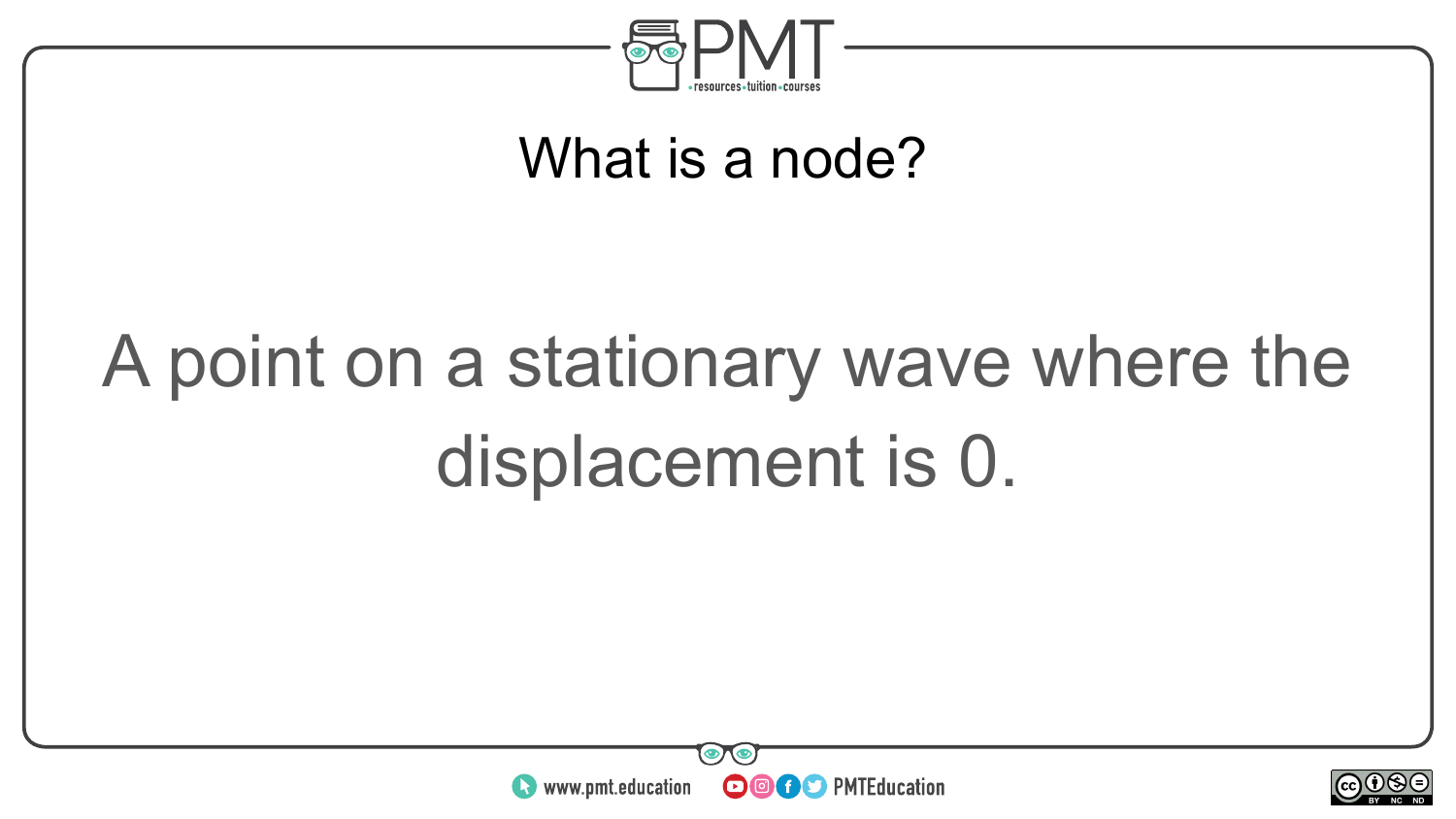## What is a node?

A point on a stationary wave where the displacement is 0.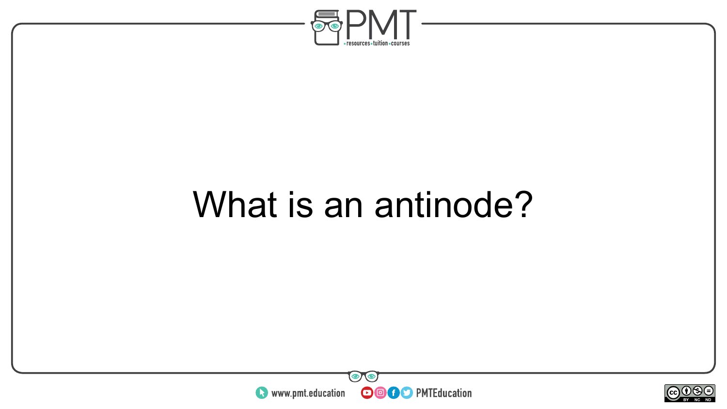What is an antinode?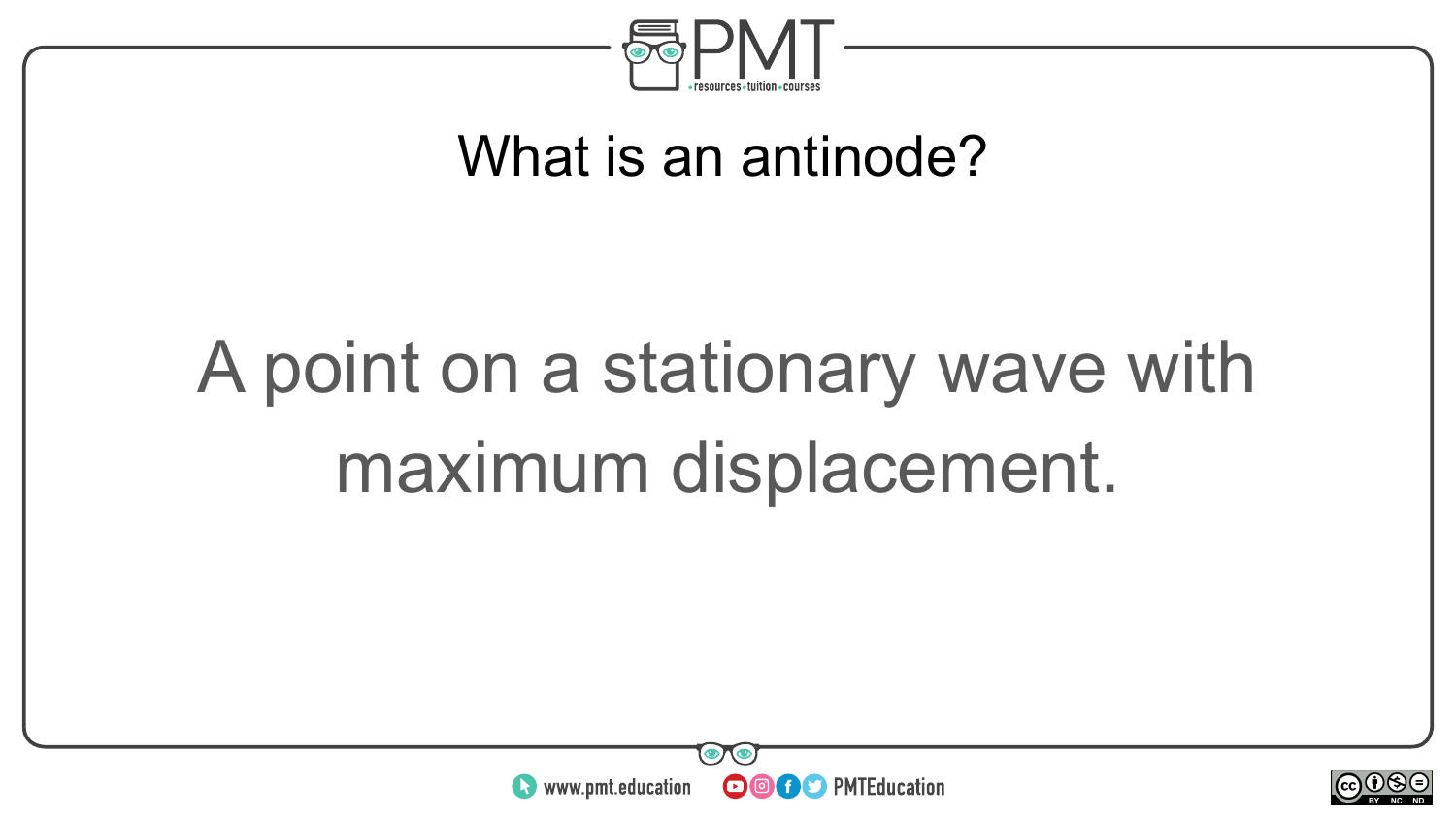What is an antinode?

A point on a stationary wave with maximum displacement.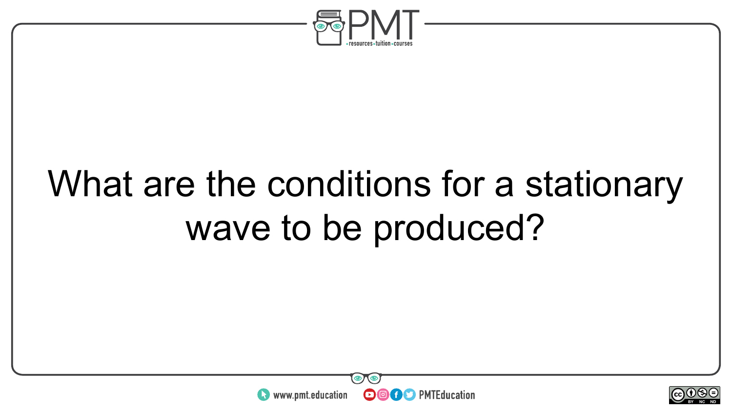What are the conditions for a stationary wave to be produced?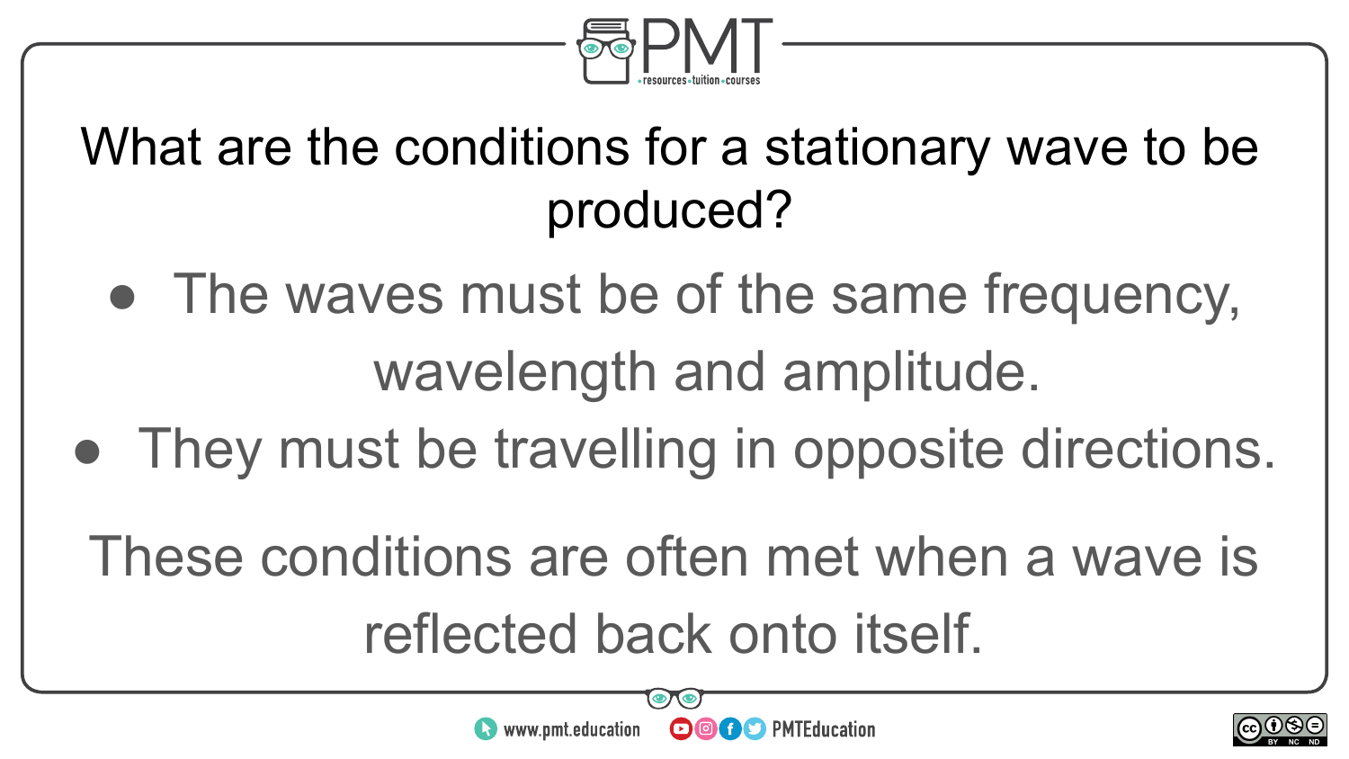What are the conditions for a stationary wave to be produced?

- The waves must be of the same frequency, wavelength and amplitude.
- They must be travelling in opposite directions.

These conditions are often met when a wave is reflected back onto itself.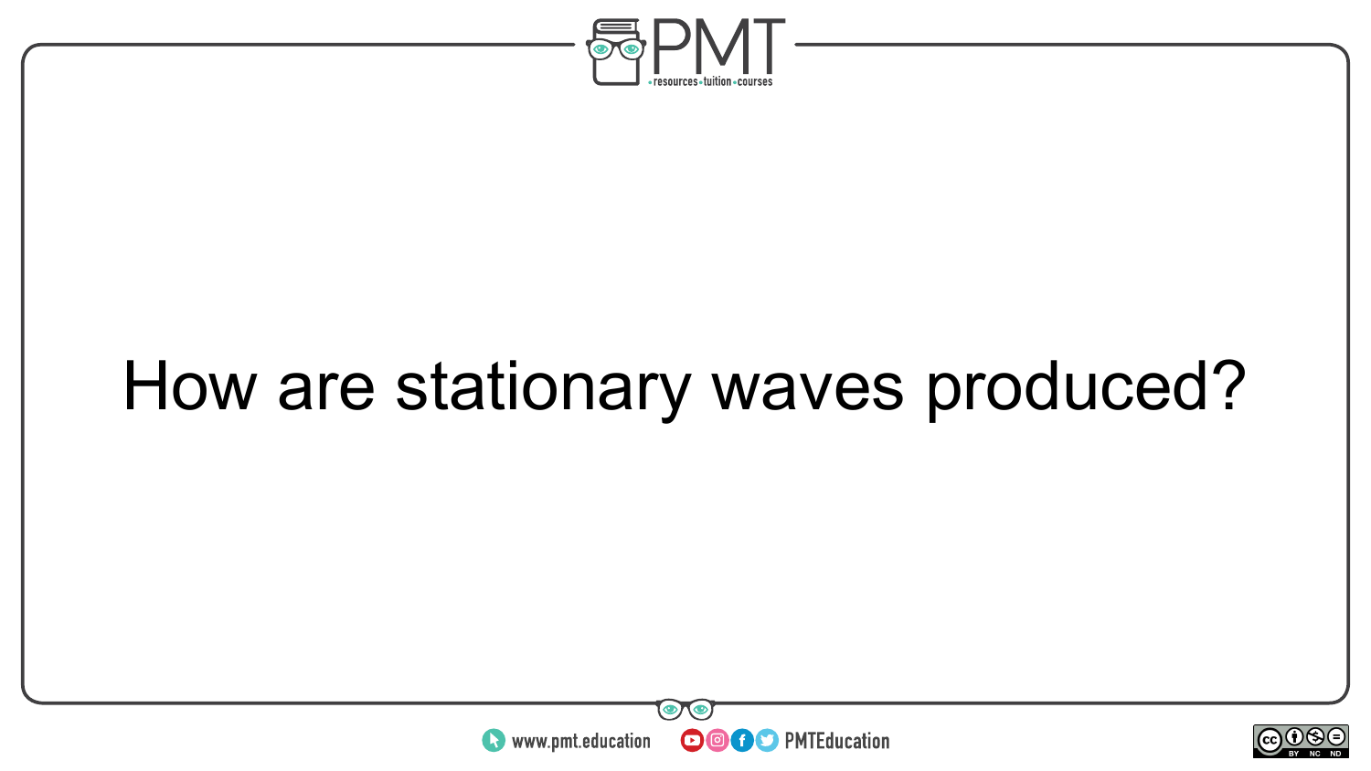How are stationary waves produced?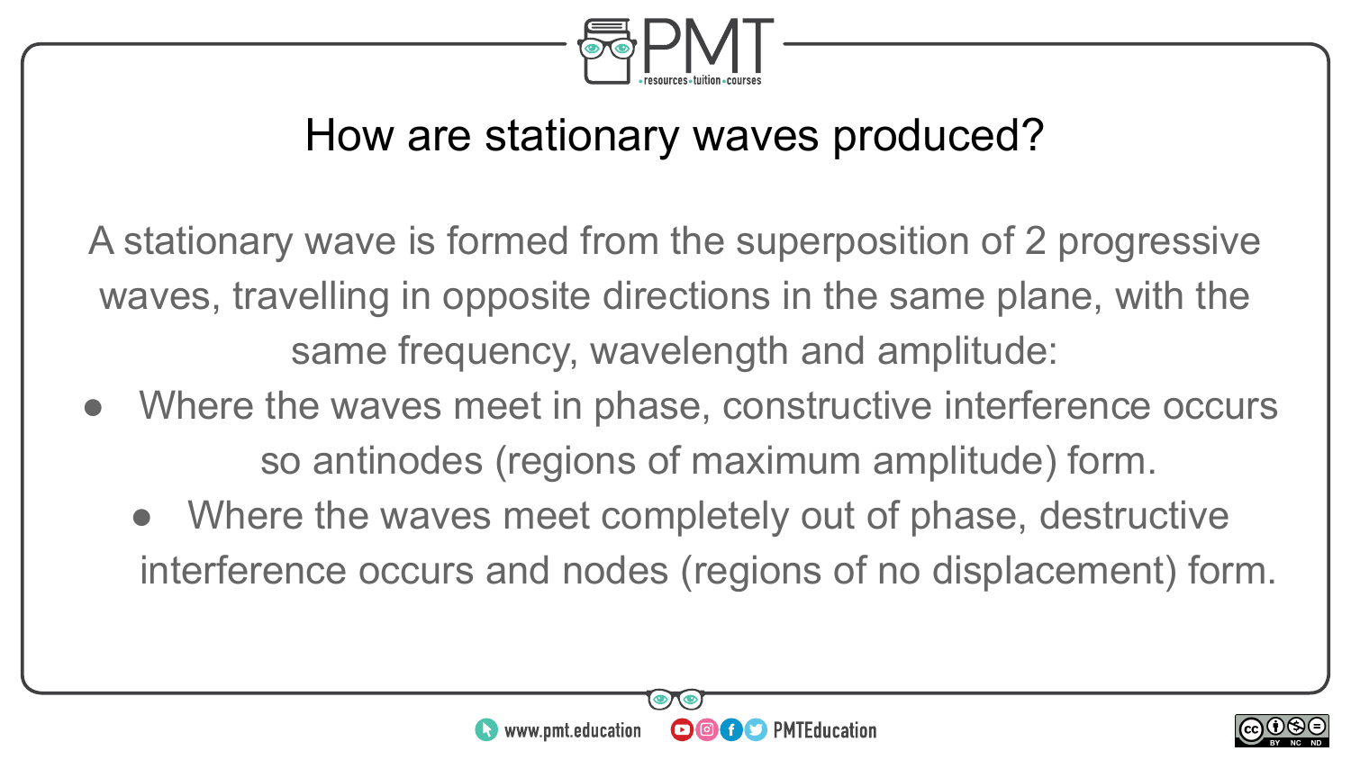## How are stationary waves produced?

A stationary wave is formed from the superposition of 2 progressive waves, travelling in opposite directions in the same plane, with the same frequency, wavelength and amplitude:

- Where the waves meet in phase, constructive interference occurs so antinodes (regions of maximum amplitude) form.
- Where the waves meet completely out of phase, destructive interference occurs and nodes (regions of no displacement) form.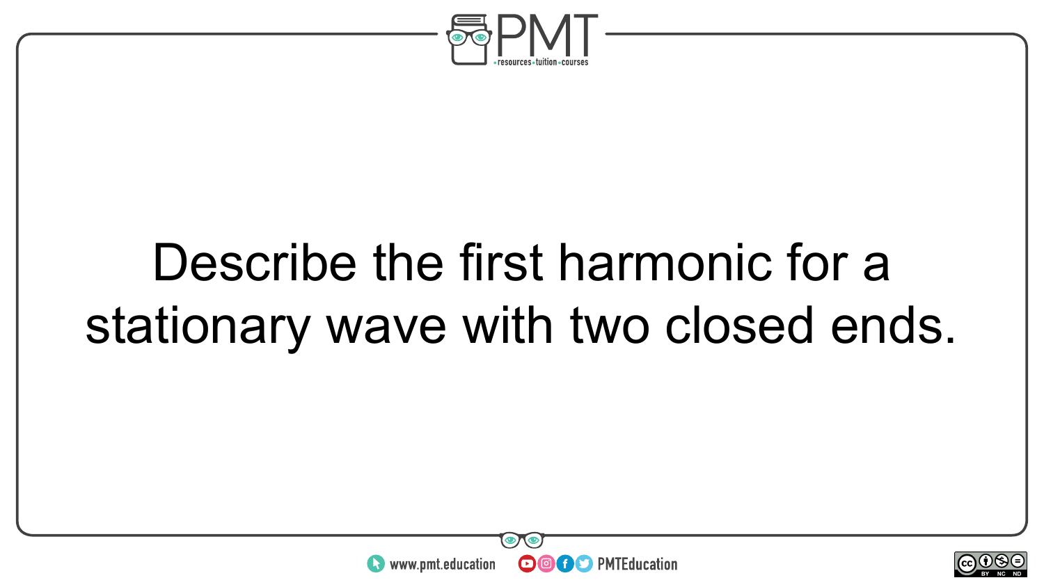Describe the first harmonic for a stationary wave with two closed ends.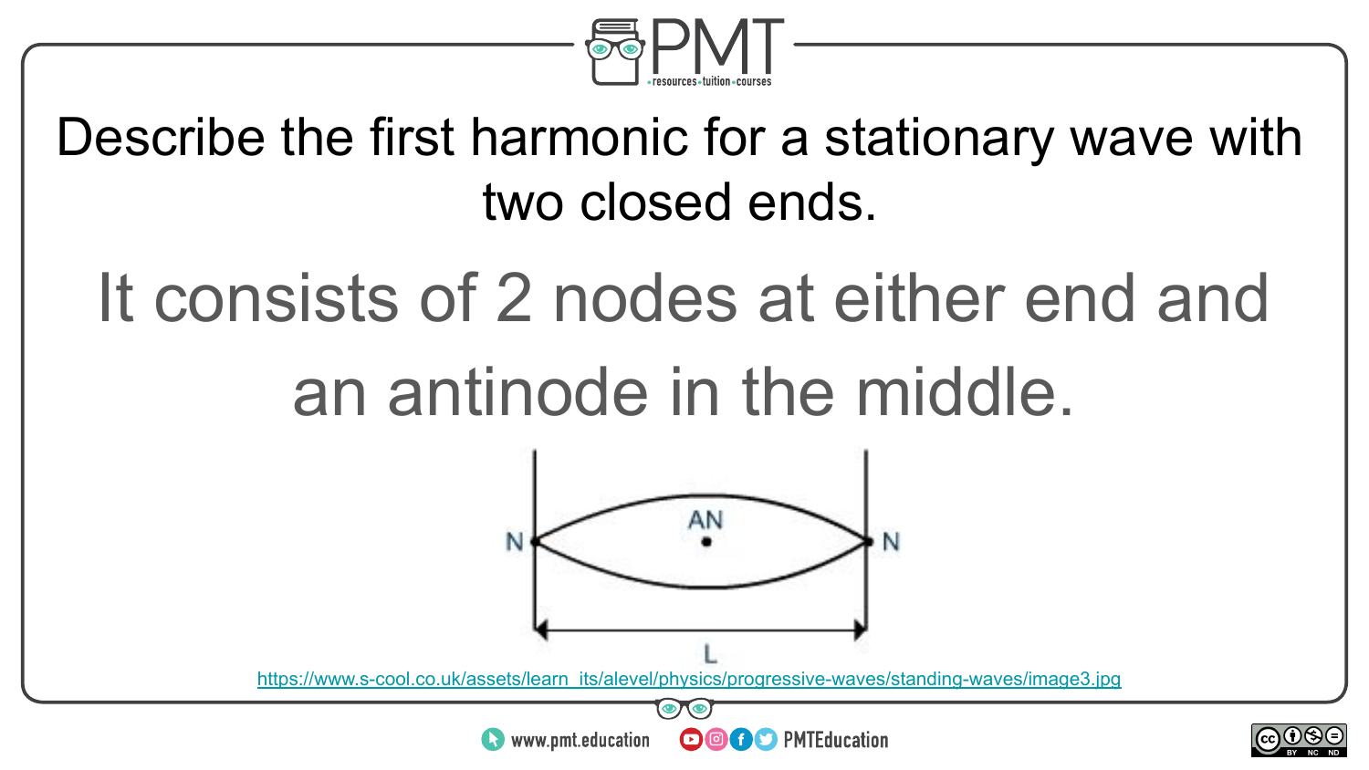Describe the first harmonic for a stationary wave with two closed ends.

It consists of 2 nodes at either end and an antinode in the middle.

https://www.s-cool.co.uk/assets/learn_its/alevel/physics/progressive-waves/standing-waves/image3.jpg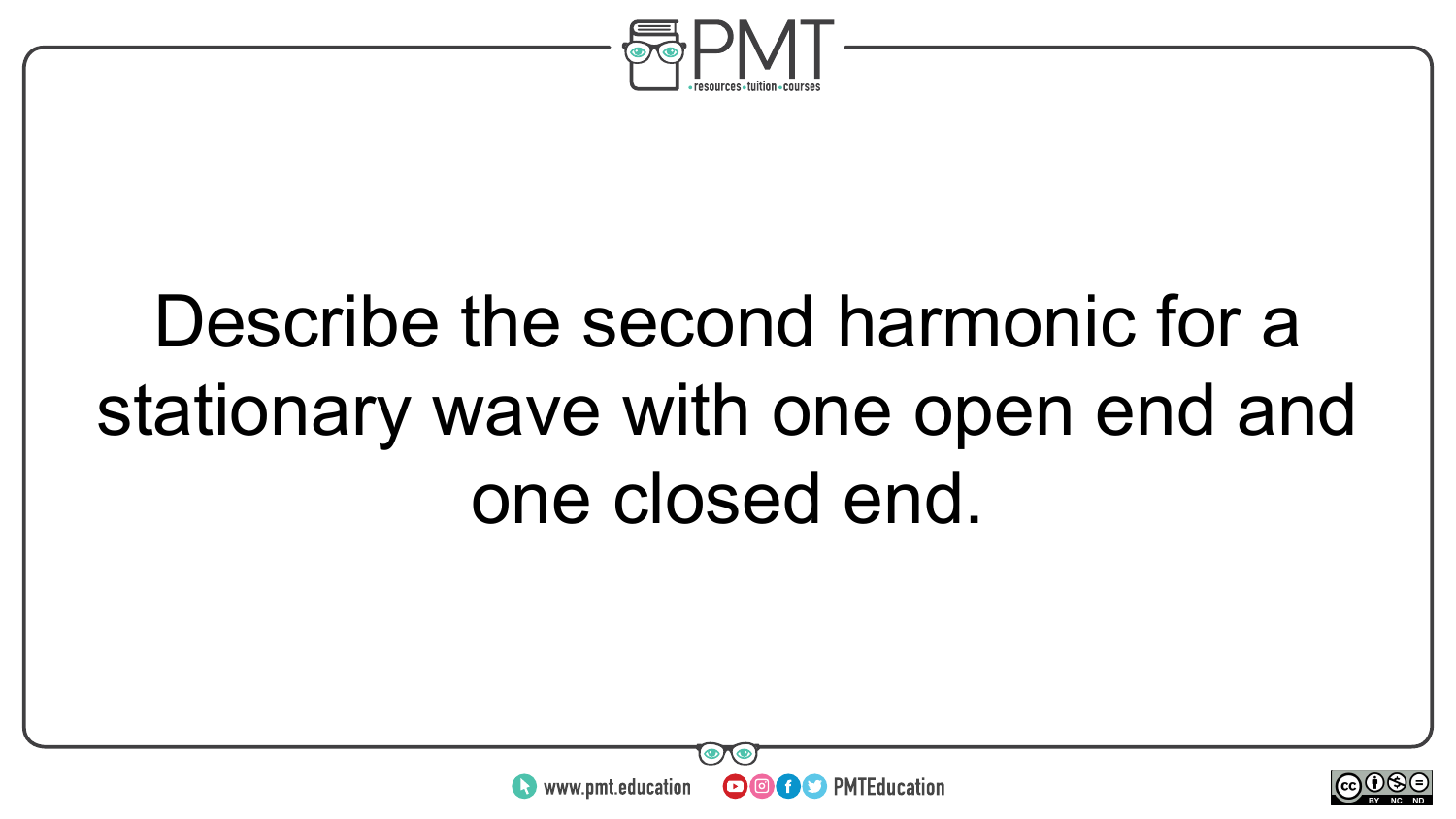Describe the second harmonic for a stationary wave with one open end and one closed end.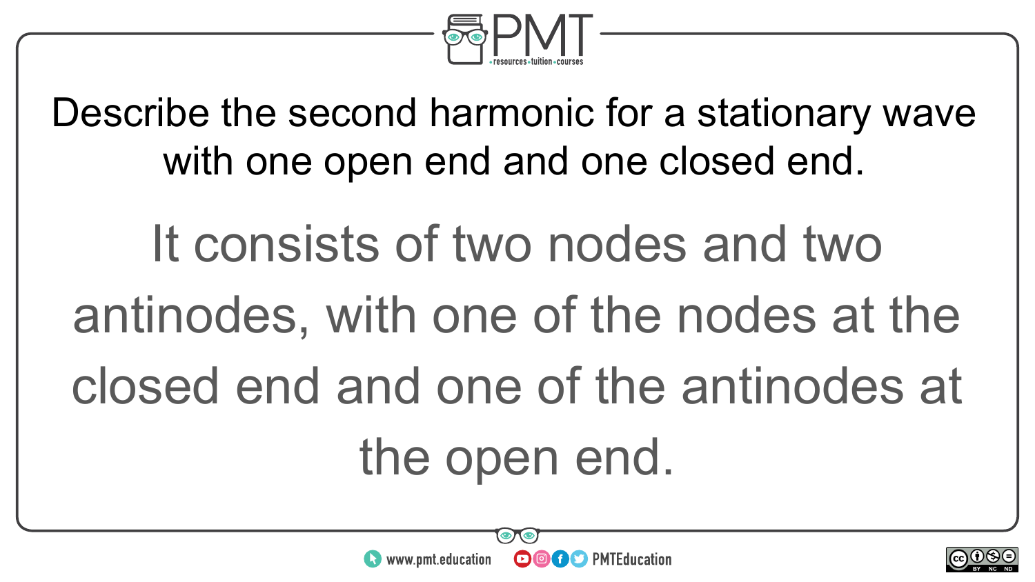Describe the second harmonic for a stationary wave with one open end and one closed end.

It consists of two nodes and two antinodes, with one of the nodes at the closed end and one of the antinodes at the open end.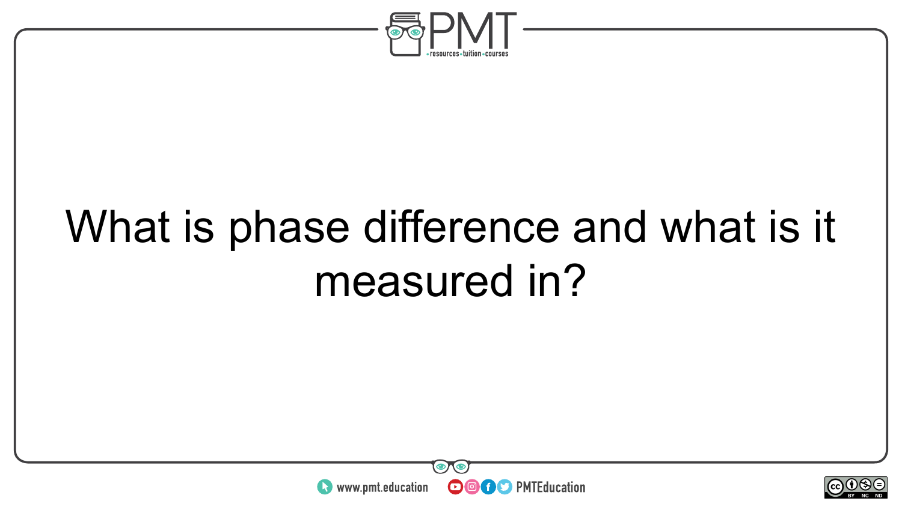What is phase difference and what is it measured in?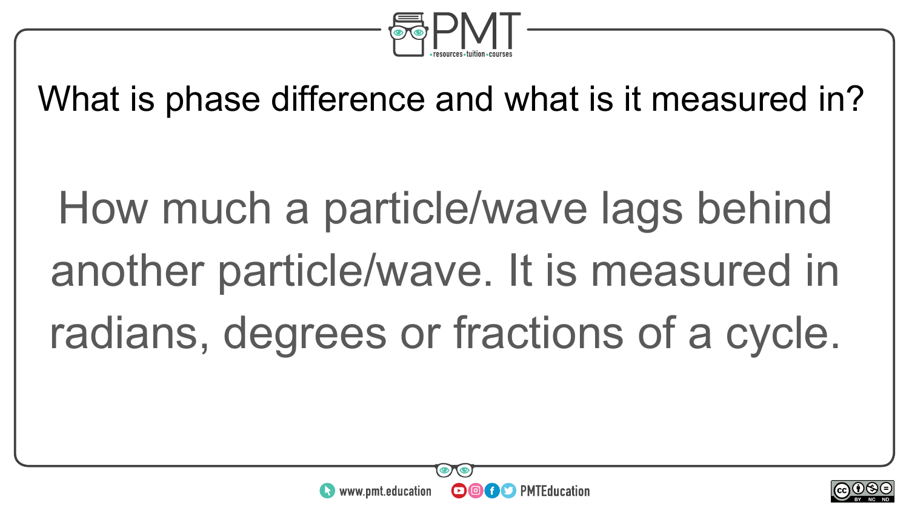What is phase difference and what is it measured in?

How much a particle/wave lags behind another particle/wave. It is measured in radians, degrees or fractions of a cycle.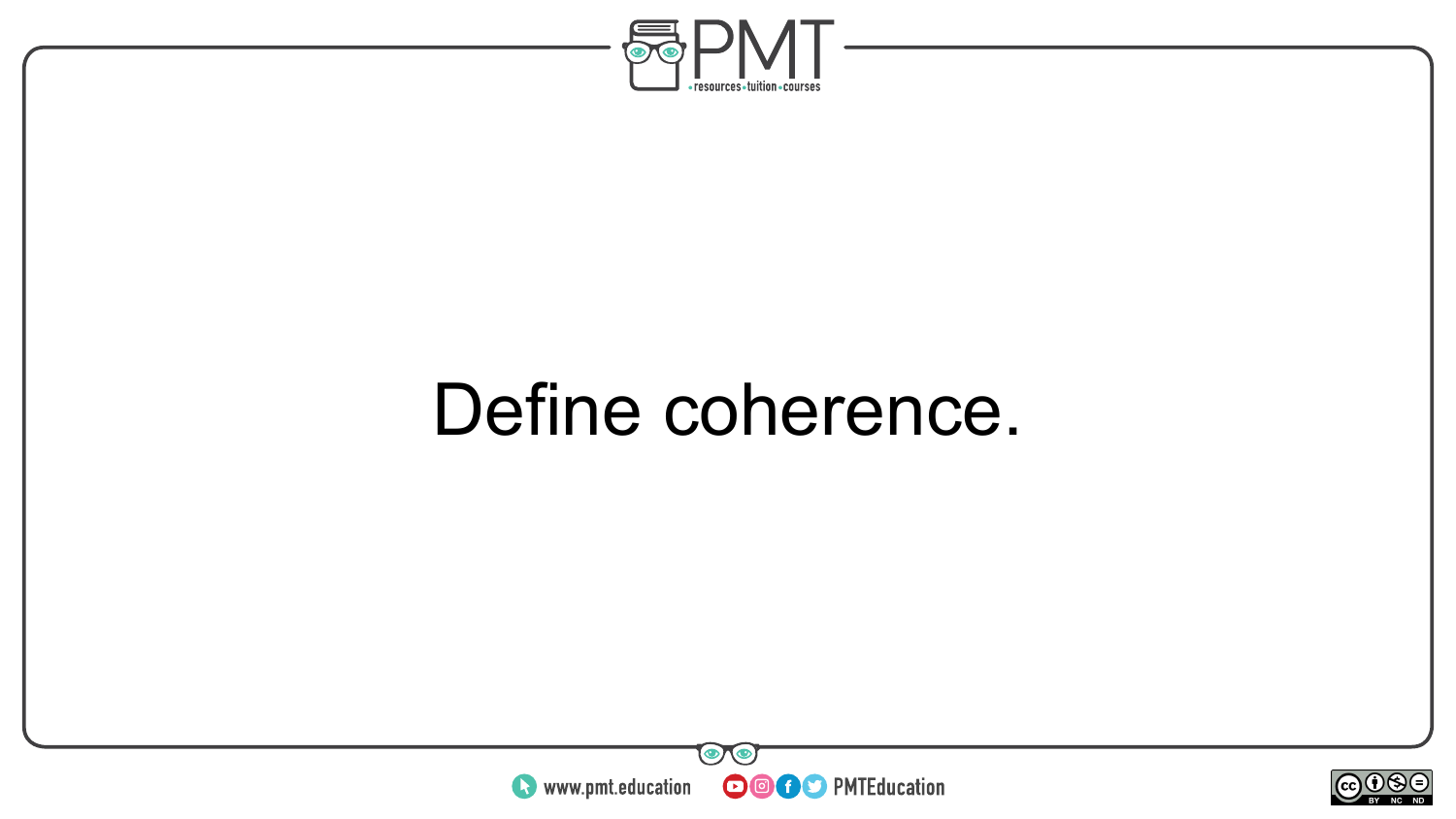Define coherence.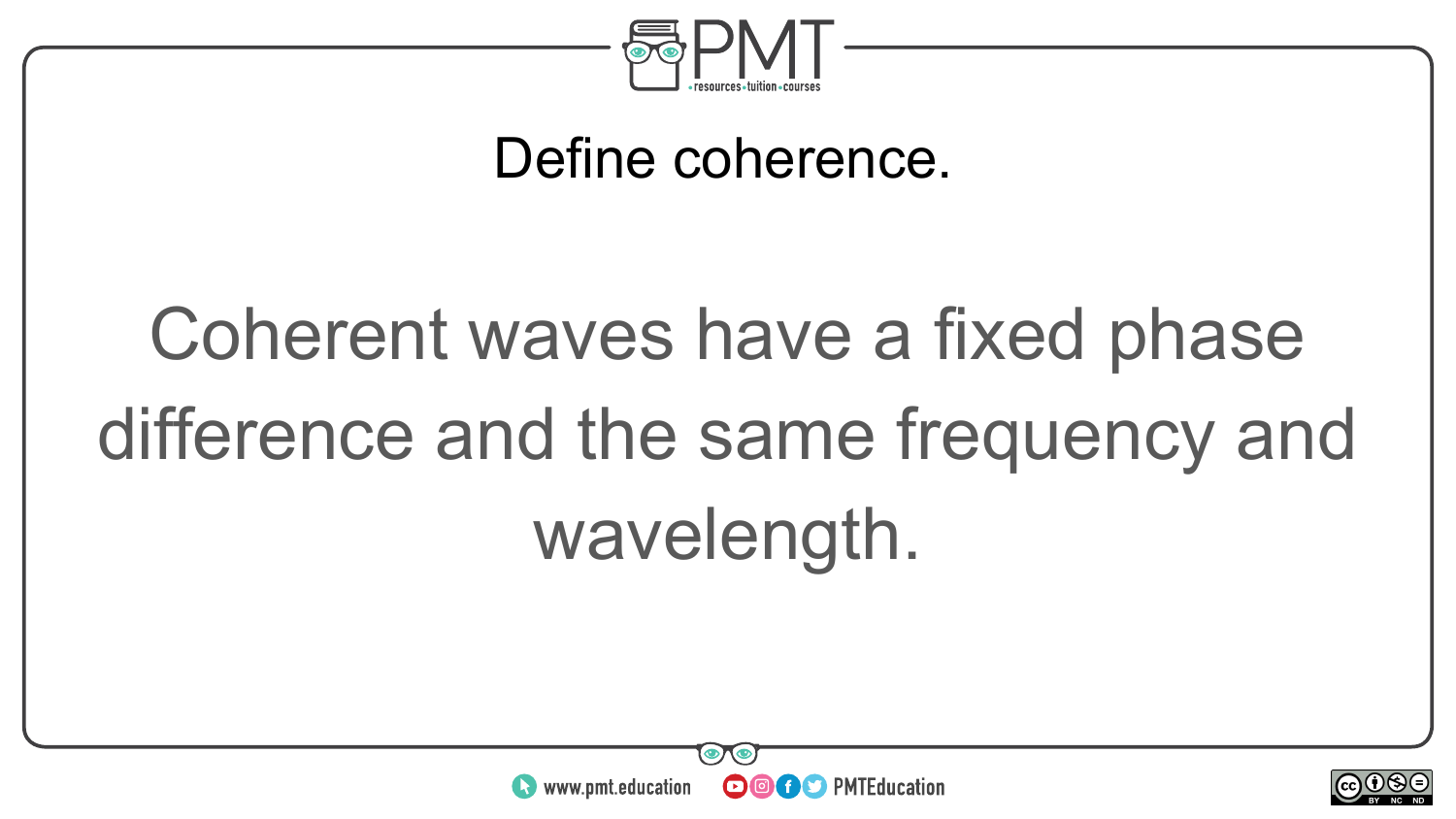Define coherence.

Coherent waves have a fixed phase difference and the same frequency and wavelength.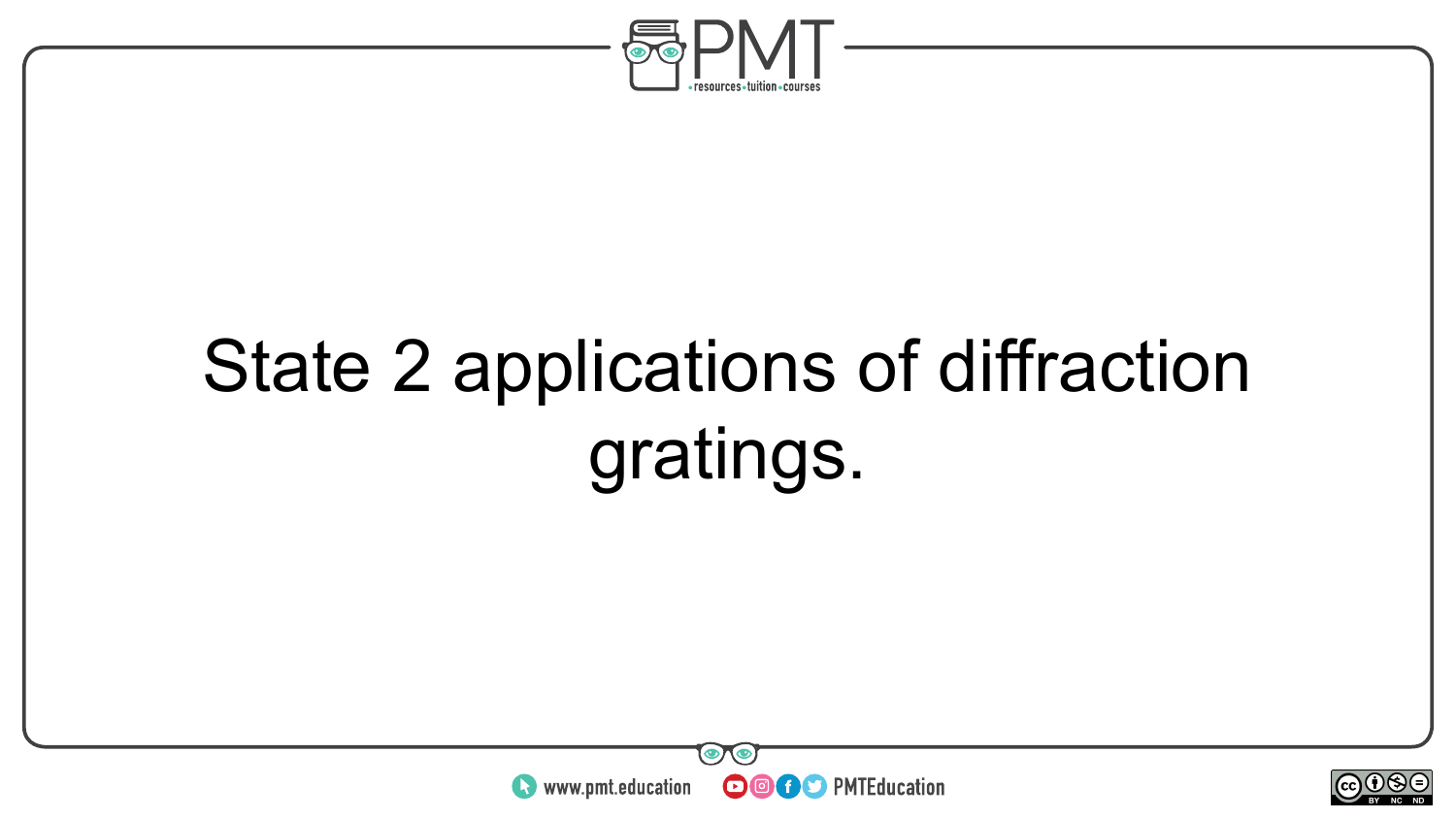State 2 applications of diffraction gratings.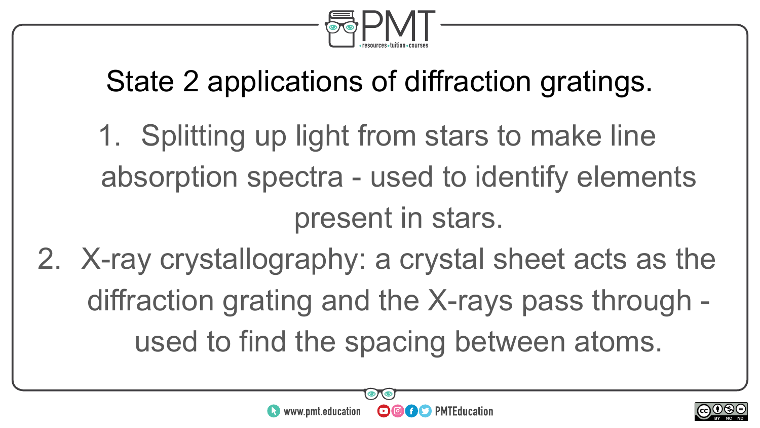State 2 applications of diffraction gratings.

1. Splitting up light from stars to make line absorption spectra - used to identify elements present in stars.
2. X-ray crystallography: a crystal sheet acts as the diffraction grating and the X-rays pass through - used to find the spacing between atoms.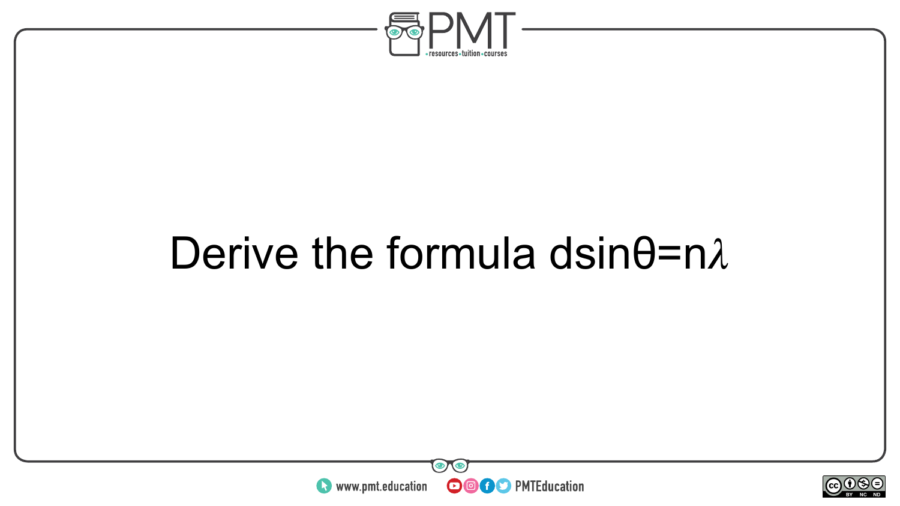Derive the formula $d\sin\theta = n\lambda$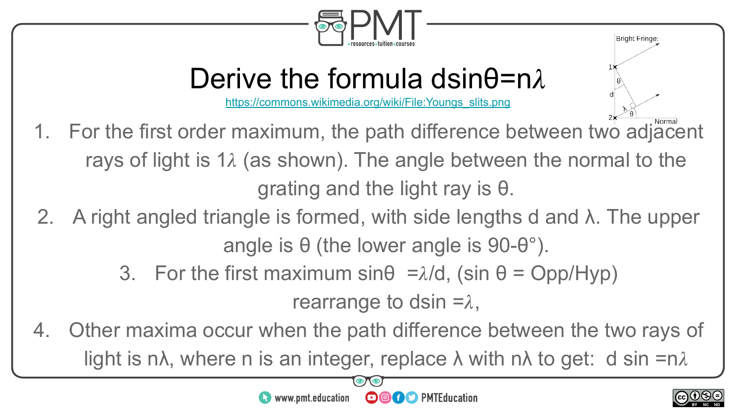# Derive the formula $d\sin\theta = n\lambda$

https://commons.wikimedia.org/wiki/File:Youngs_slits.png

1. For the first order maximum, the path difference between two adjacent rays of light is $1\lambda$ (as shown). The angle between the normal to the grating and the light ray is $\theta$.
2. A right angled triangle is formed, with side lengths d and $\lambda$. The upper angle is $\theta$ (the lower angle is $90-\theta°$).
3. For the first maximum $\sin\theta = \lambda/d$, ($\sin\theta$ = Opp/Hyp) rearrange to $d\sin = \lambda$,
4. Other maxima occur when the path difference between the two rays of light is $n\lambda$, where n is an integer, replace $\lambda$ with $n\lambda$ to get: $d\sin = n\lambda$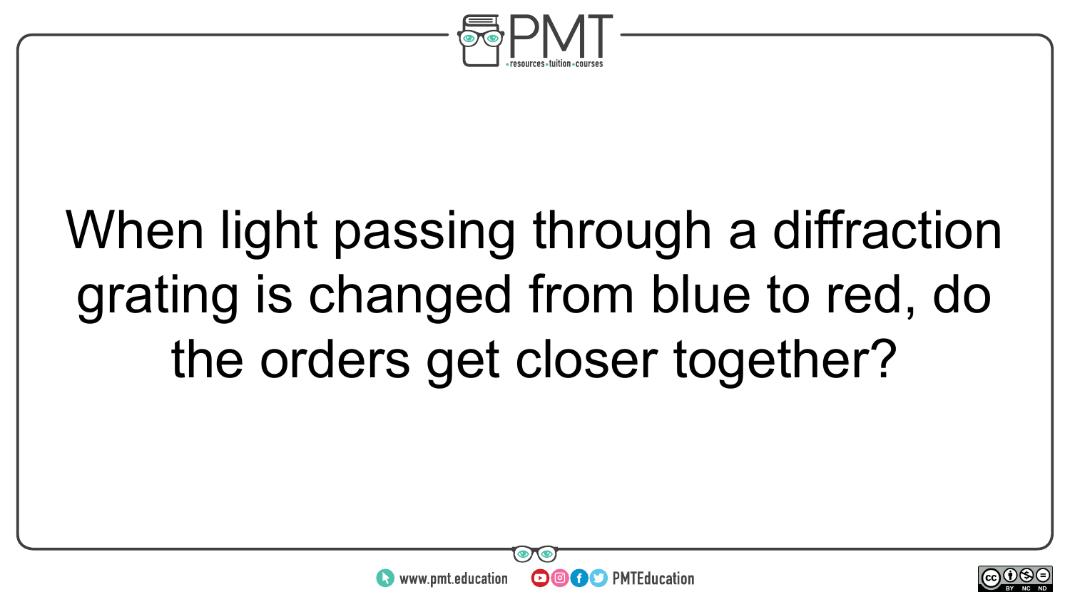When light passing through a diffraction grating is changed from blue to red, do the orders get closer together?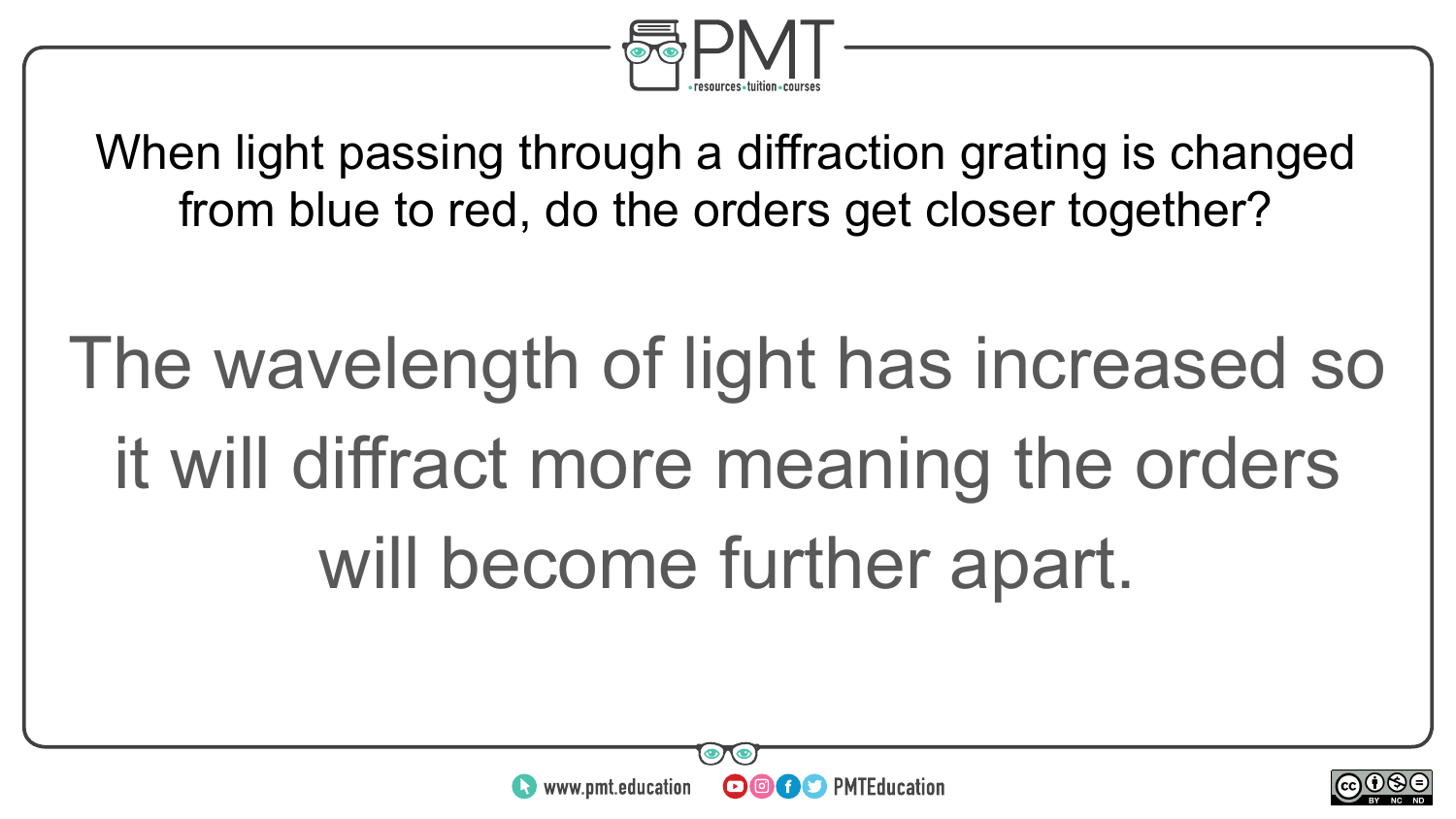When light passing through a diffraction grating is changed from blue to red, do the orders get closer together?

The wavelength of light has increased so it will diffract more meaning the orders will become further apart.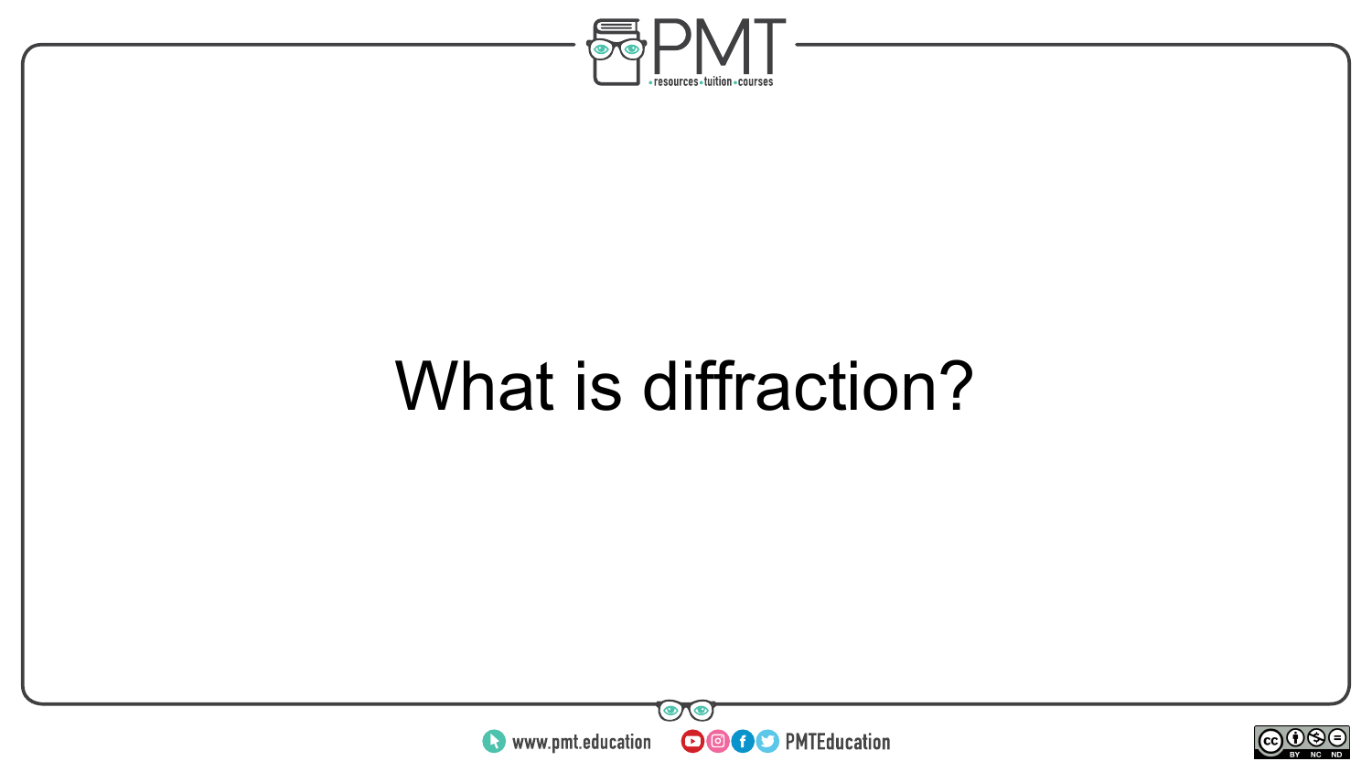What is diffraction?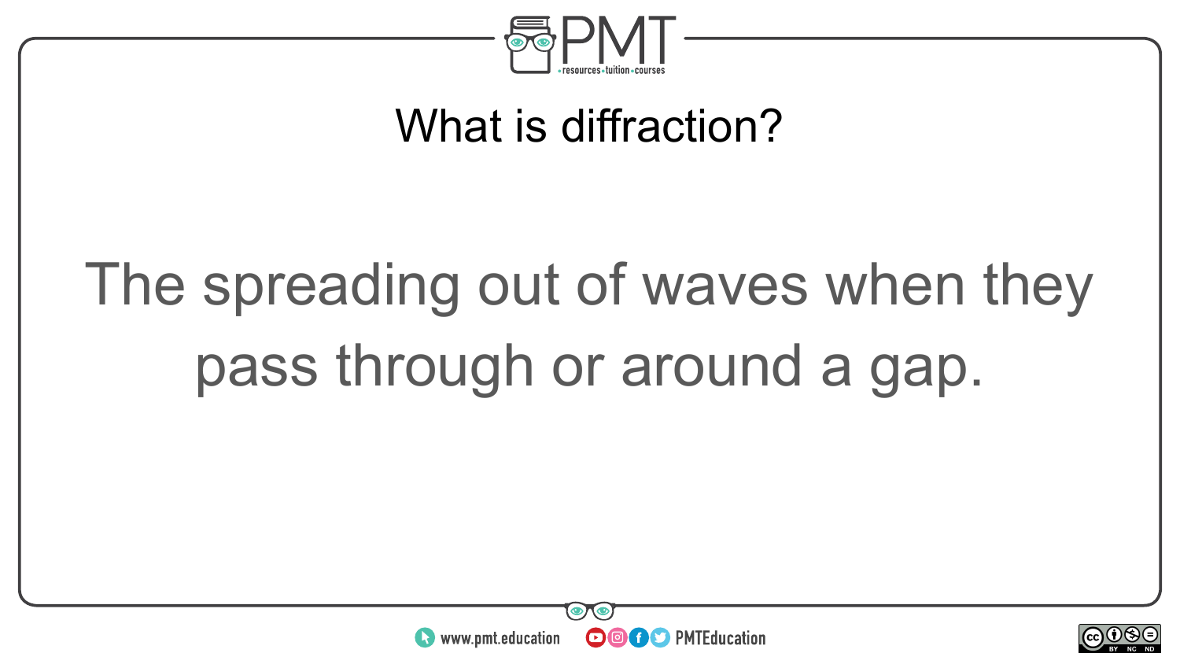What is diffraction?

The spreading out of waves when they pass through or around a gap.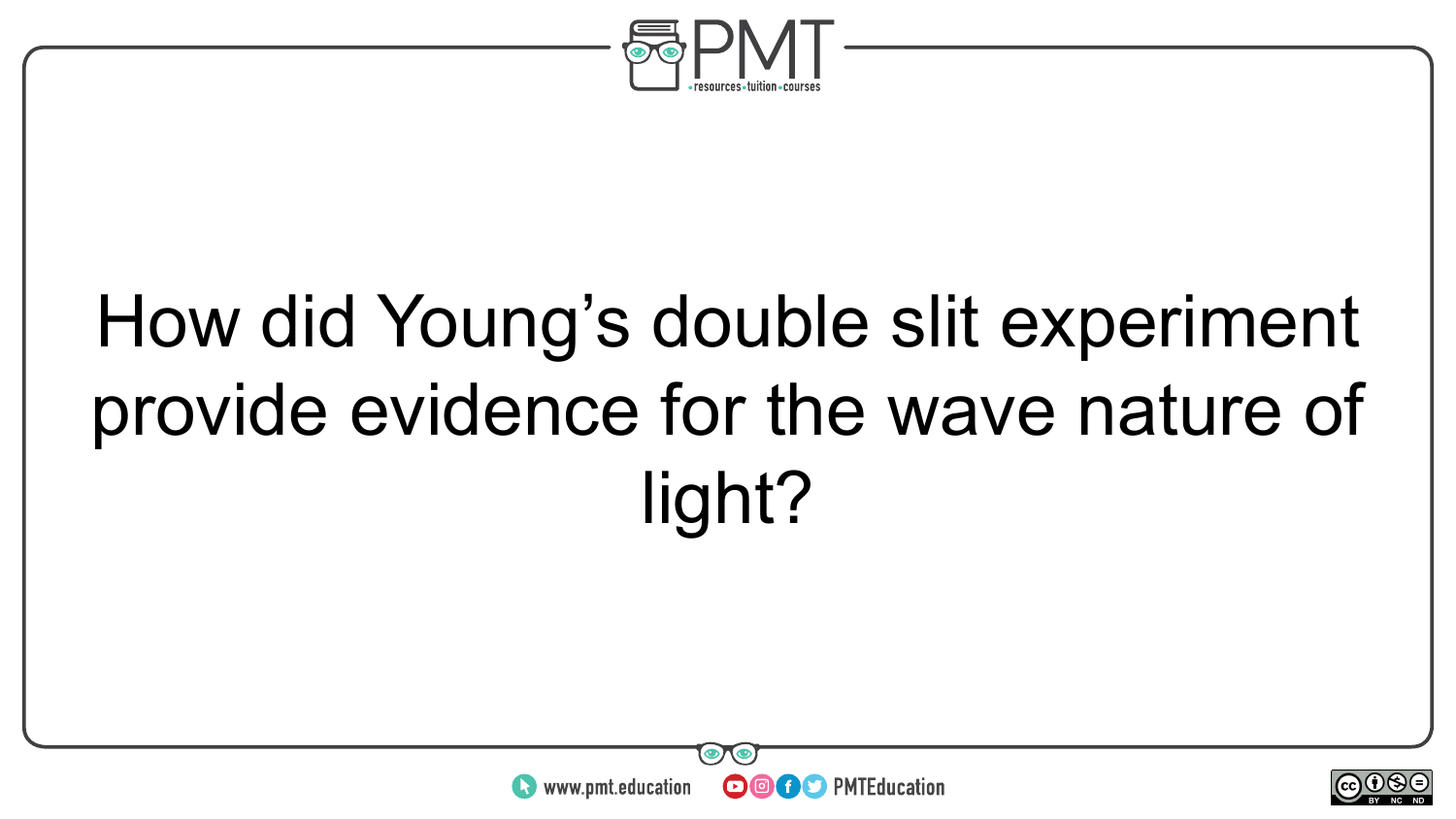How did Young’s double slit experiment provide evidence for the wave nature of light?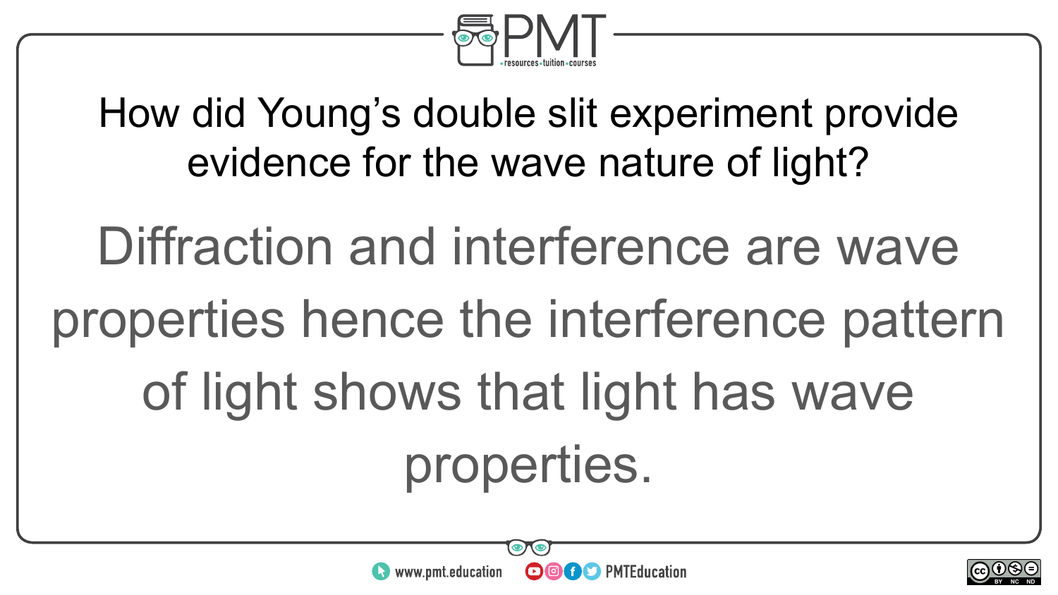How did Young's double slit experiment provide evidence for the wave nature of light?

Diffraction and interference are wave properties hence the interference pattern of light shows that light has wave properties.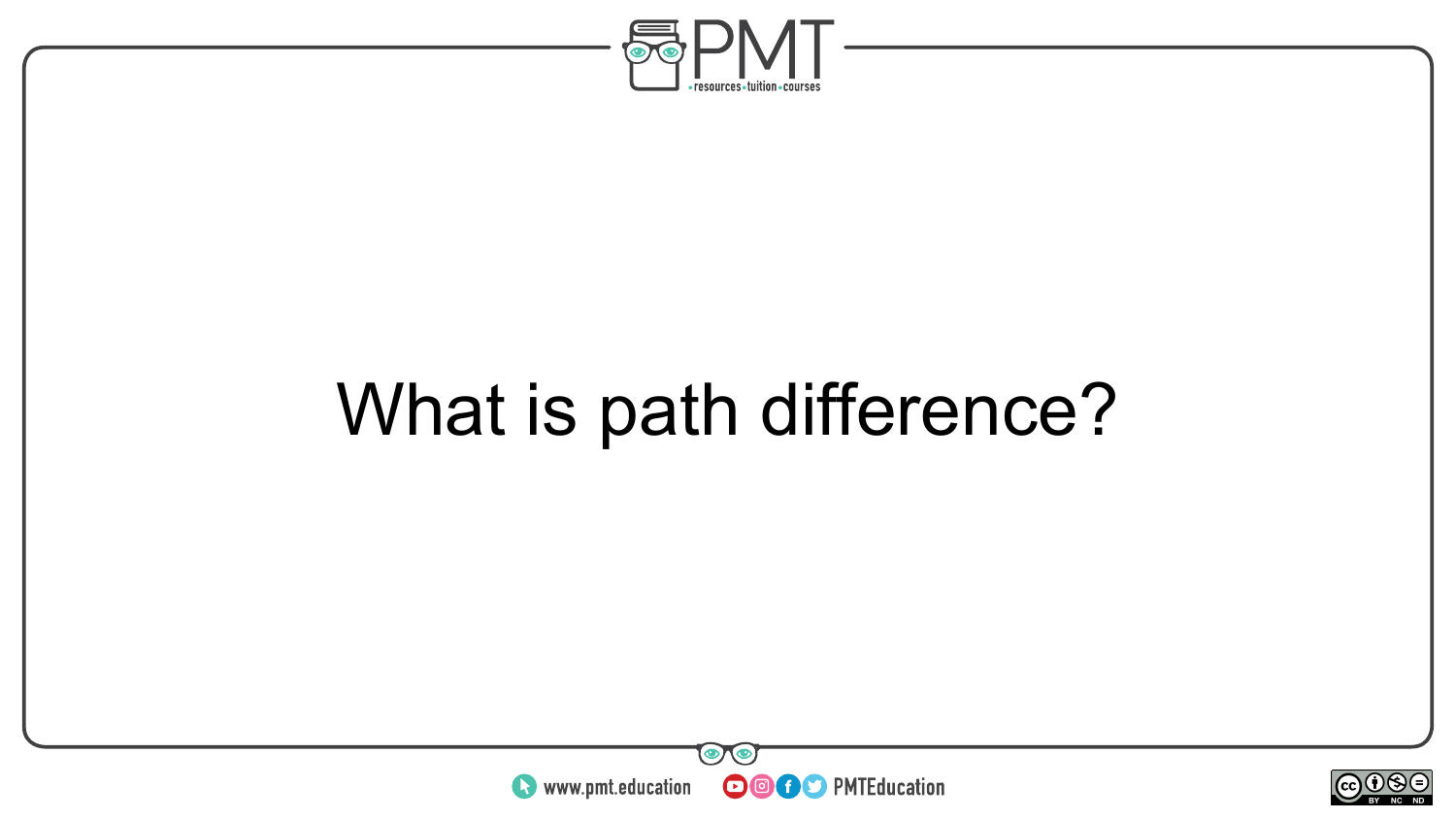What is path difference?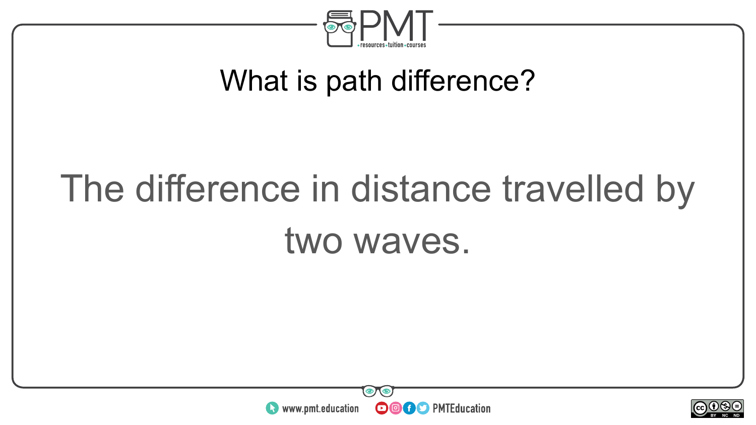## What is path difference?

The difference in distance travelled by two waves.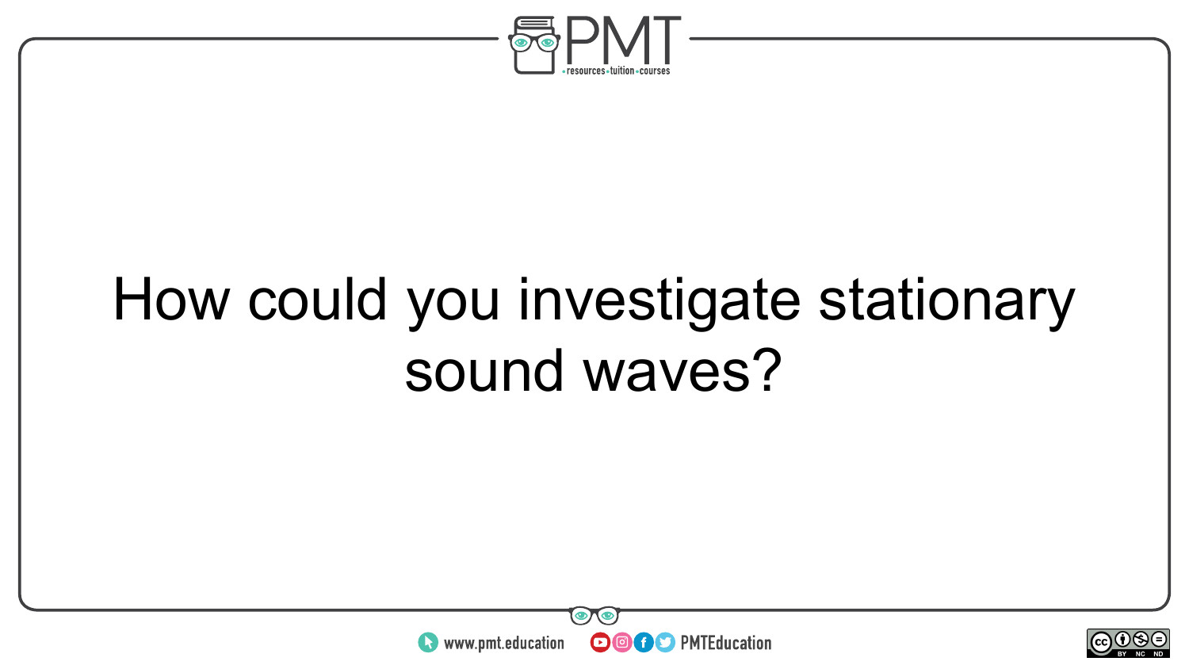How could you investigate stationary sound waves?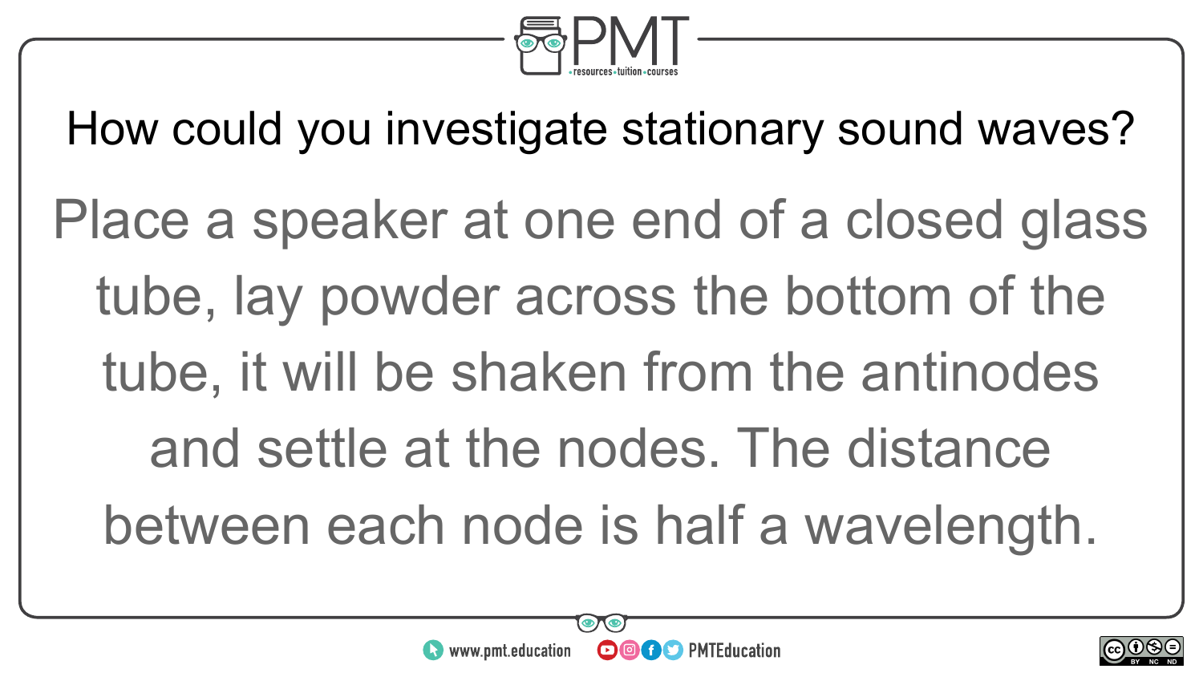How could you investigate stationary sound waves?

Place a speaker at one end of a closed glass tube, lay powder across the bottom of the tube, it will be shaken from the antinodes and settle at the nodes. The distance between each node is half a wavelength.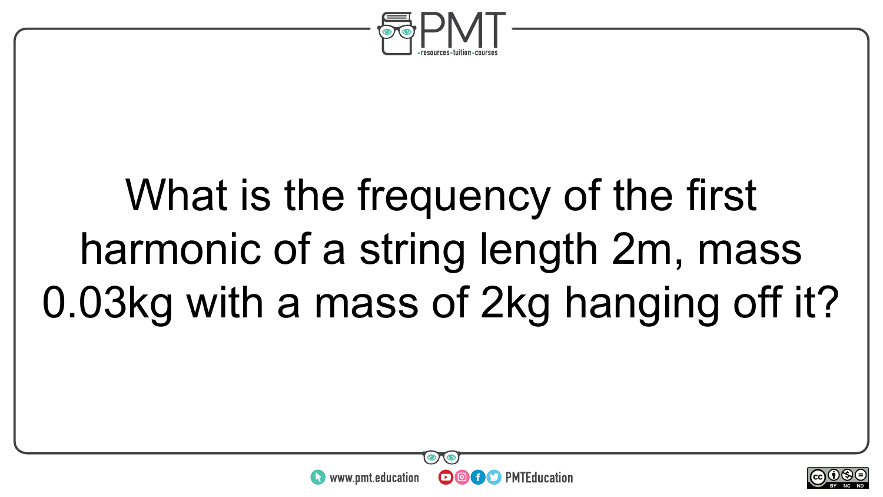What is the frequency of the first harmonic of a string length 2m, mass 0.03kg with a mass of 2kg hanging off it?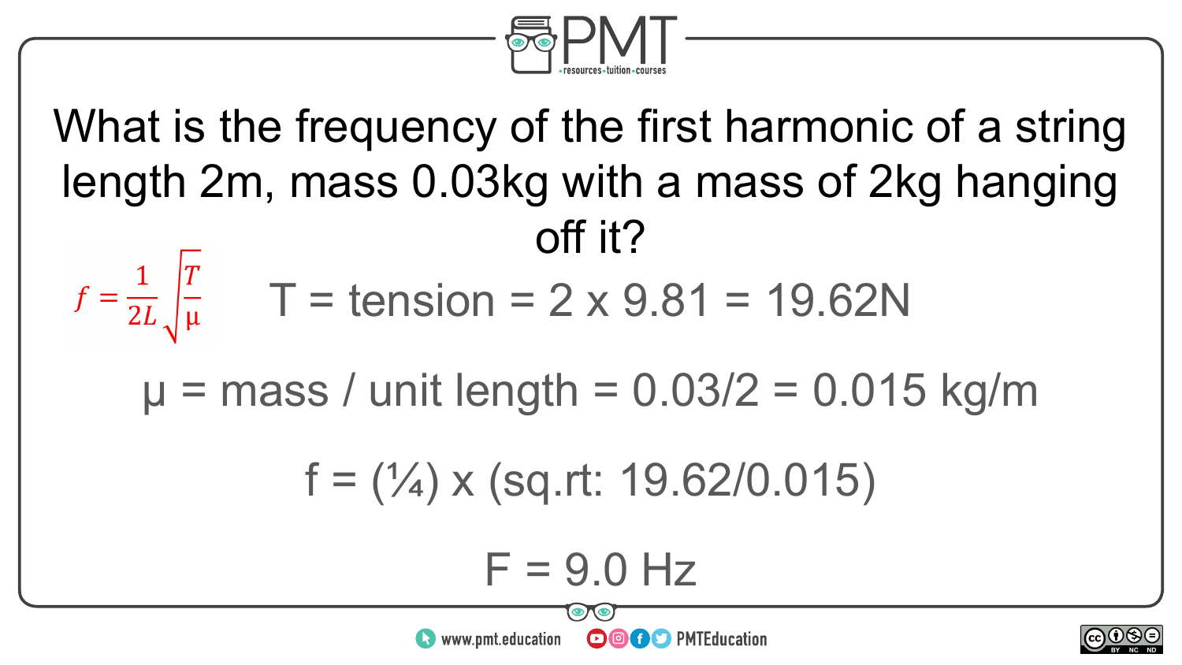What is the frequency of the first harmonic of a string length 2m, mass 0.03kg with a mass of 2kg hanging off it?

$$f = \frac{1}{2L}\sqrt{\frac{T}{\mu}}$$

T = tension = 2 x 9.81 = 19.62N

μ = mass / unit length = 0.03/2 = 0.015 kg/m

f = (¼) x (sq.rt: 19.62/0.015)

F = 9.0 Hz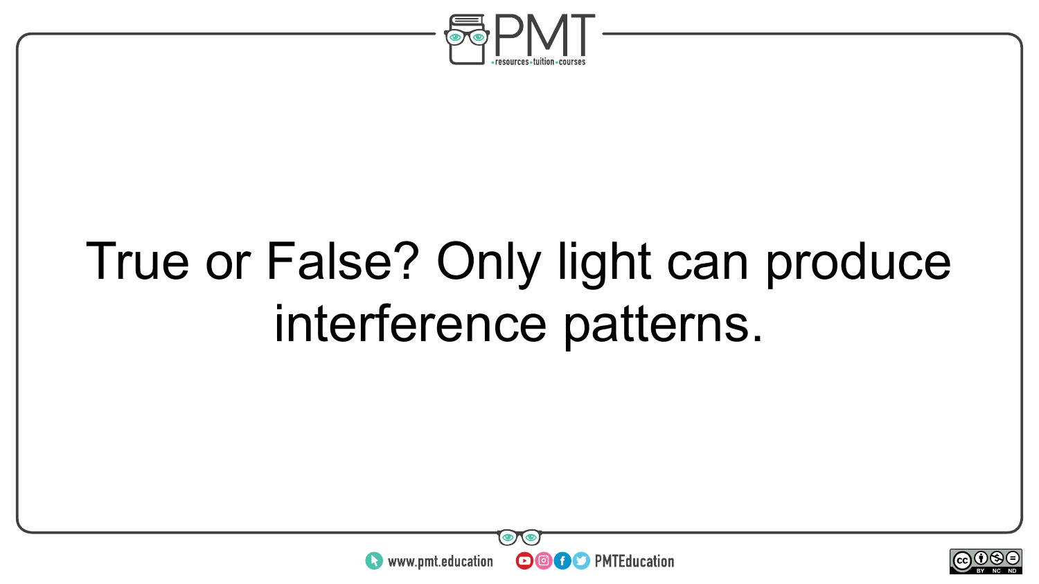True or False? Only light can produce interference patterns.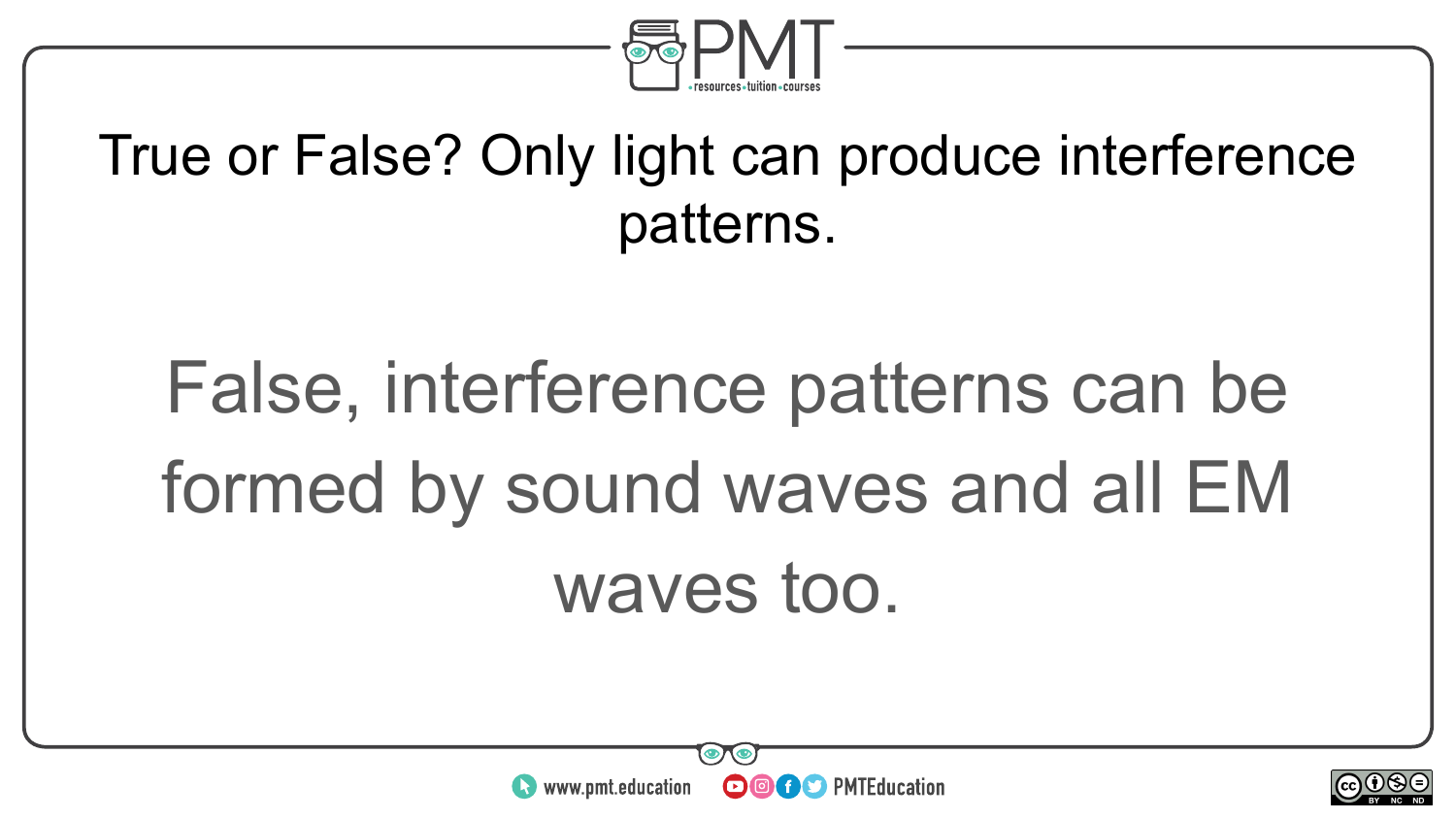True or False? Only light can produce interference patterns.

False, interference patterns can be formed by sound waves and all EM waves too.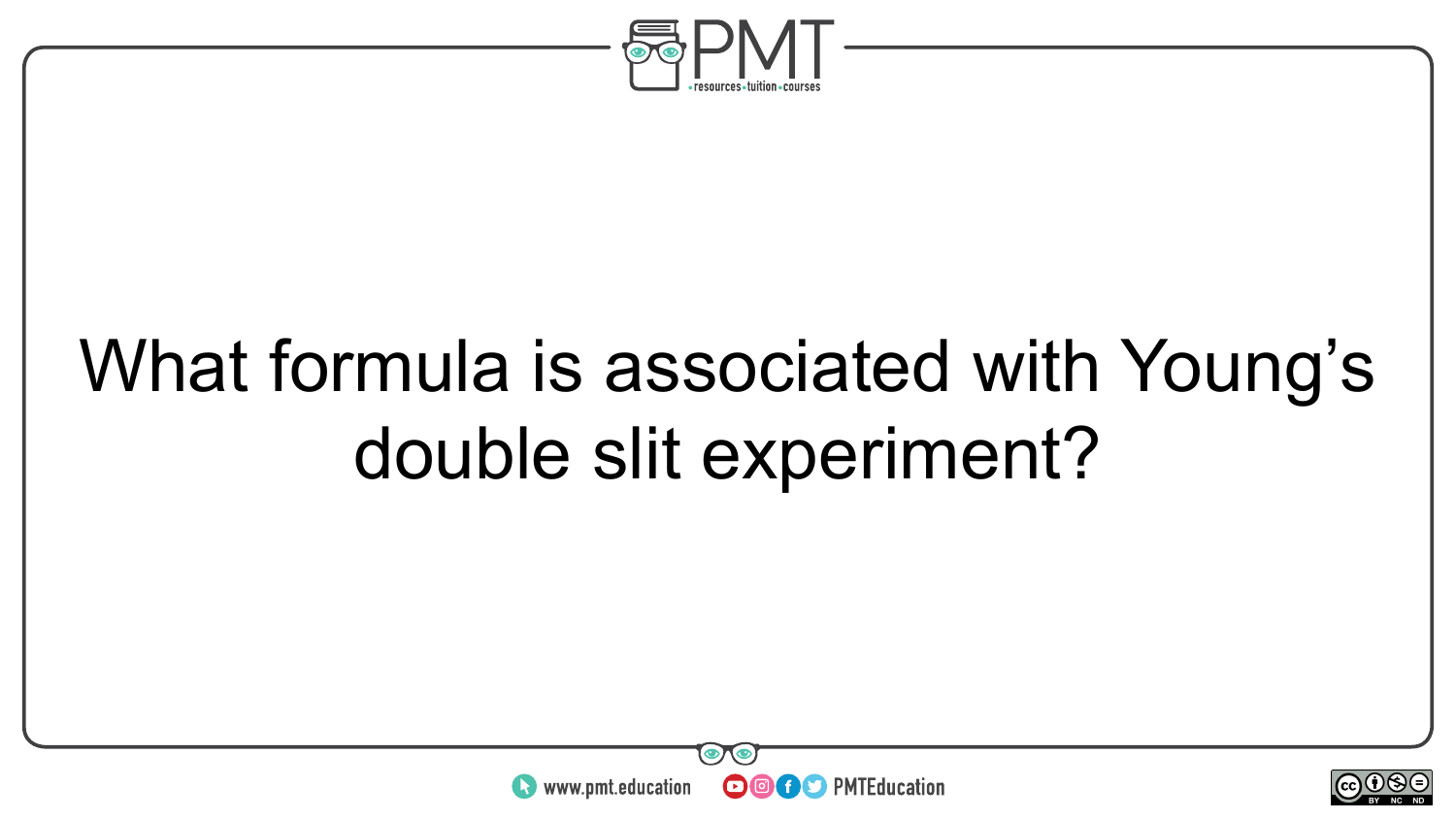What formula is associated with Young's double slit experiment?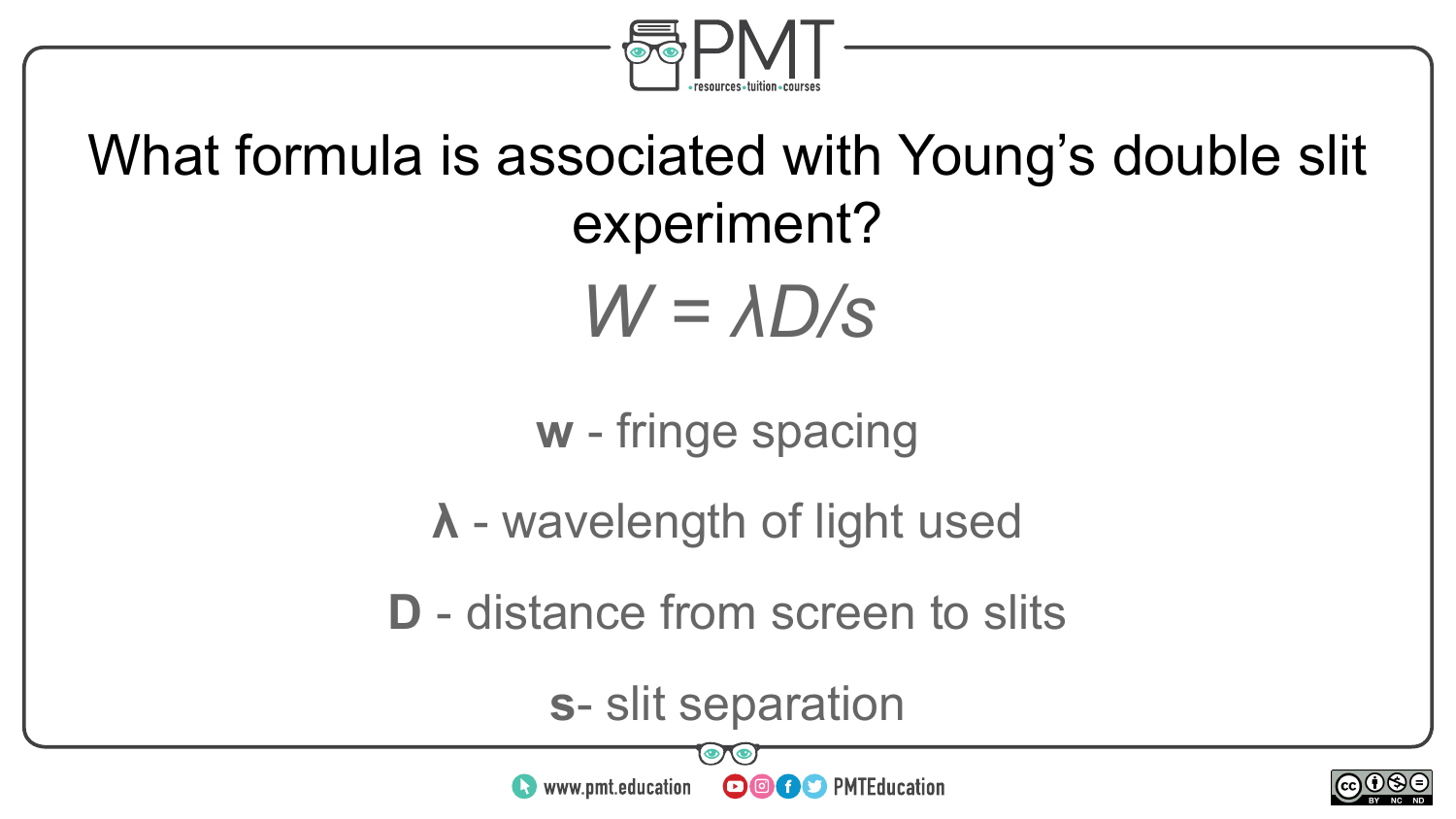What formula is associated with Young's double slit experiment?

$$W = \lambda D/s$$

**w** - fringe spacing

**λ** - wavelength of light used

**D** - distance from screen to slits

**s**- slit separation